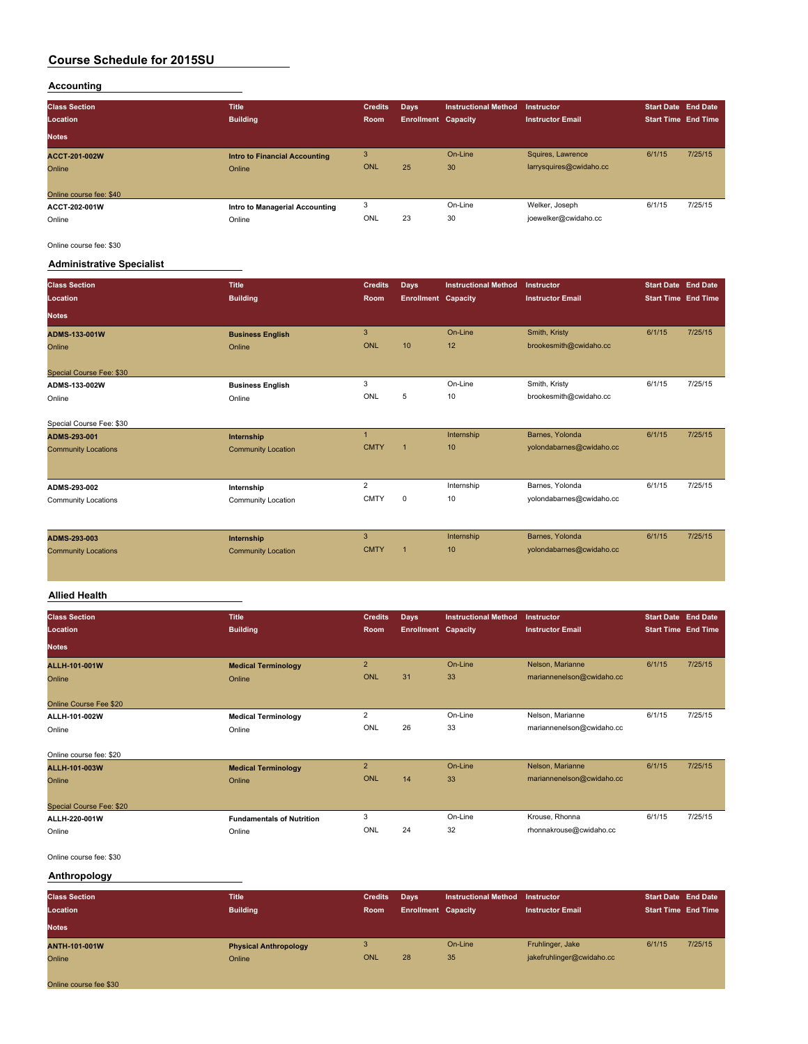# Course Schedule for 2015SU

## Accounting

| Class Section / Location / Notes | Title / Building | Credits / Room | Days / Enrollment | Instructional Method / Capacity | Instructor / Instructor Email | Start Date / Start Time | End Date / End Time |
|---|---|---|---|---|---|---|---|
| **ACCT-201-002W** | **Intro to Financial Accounting** | 3 | | On-Line | Squires, Lawrence | 6/1/15 | 7/25/15 |
| Online | Online | ONL | 25 | 30 | larrysquires@cwidaho.cc | | |
| Online course fee: $40 | | | | | | | |
| **ACCT-202-001W** | **Intro to Managerial Accounting** | 3 | | On-Line | Welker, Joseph | 6/1/15 | 7/25/15 |
| Online | Online | ONL | 23 | 30 | joewelker@cwidaho.cc | | |
| Online course fee: $30 | | | | | | | |

## Administrative Specialist

| Class Section / Location / Notes | Title / Building | Credits / Room | Days / Enrollment | Instructional Method / Capacity | Instructor / Instructor Email | Start Date / Start Time | End Date / End Time |
|---|---|---|---|---|---|---|---|
| **ADMS-133-001W** | **Business English** | 3 | | On-Line | Smith, Kristy | 6/1/15 | 7/25/15 |
| Online | Online | ONL | 10 | 12 | brookesmith@cwidaho.cc | | |
| Special Course Fee: $30 | | | | | | | |
| **ADMS-133-002W** | **Business English** | 3 | | On-Line | Smith, Kristy | 6/1/15 | 7/25/15 |
| Online | Online | ONL | 5 | 10 | brookesmith@cwidaho.cc | | |
| Special Course Fee: $30 | | | | | | | |
| **ADMS-293-001** | **Internship** | 1 | | Internship | Barnes, Yolonda | 6/1/15 | 7/25/15 |
| Community Locations | Community Location | CMTY | 1 | 10 | yolondabarnes@cwidaho.cc | | |
| **ADMS-293-002** | **Internship** | 2 | | Internship | Barnes, Yolonda | 6/1/15 | 7/25/15 |
| Community Locations | Community Location | CMTY | 0 | 10 | yolondabarnes@cwidaho.cc | | |
| **ADMS-293-003** | **Internship** | 3 | | Internship | Barnes, Yolonda | 6/1/15 | 7/25/15 |
| Community Locations | Community Location | CMTY | 1 | 10 | yolondabarnes@cwidaho.cc | | |

## Allied Health

| Class Section / Location / Notes | Title / Building | Credits / Room | Days / Enrollment | Instructional Method / Capacity | Instructor / Instructor Email | Start Date / Start Time | End Date / End Time |
|---|---|---|---|---|---|---|---|
| **ALLH-101-001W** | **Medical Terminology** | 2 | | On-Line | Nelson, Marianne | 6/1/15 | 7/25/15 |
| Online | Online | ONL | 31 | 33 | mariannenelson@cwidaho.cc | | |
| Online Course Fee $20 | | | | | | | |
| **ALLH-101-002W** | **Medical Terminology** | 2 | | On-Line | Nelson, Marianne | 6/1/15 | 7/25/15 |
| Online | Online | ONL | 26 | 33 | mariannenelson@cwidaho.cc | | |
| Online course fee: $20 | | | | | | | |
| **ALLH-101-003W** | **Medical Terminology** | 2 | | On-Line | Nelson, Marianne | 6/1/15 | 7/25/15 |
| Online | Online | ONL | 14 | 33 | mariannenelson@cwidaho.cc | | |
| Special Course Fee: $20 | | | | | | | |
| **ALLH-220-001W** | **Fundamentals of Nutrition** | 3 | | On-Line | Krouse, Rhonna | 6/1/15 | 7/25/15 |
| Online | Online | ONL | 24 | 32 | rhonnakrouse@cwidaho.cc | | |
| Online course fee: $30 | | | | | | | |

## Anthropology

| Class Section / Location / Notes | Title / Building | Credits / Room | Days / Enrollment | Instructional Method / Capacity | Instructor / Instructor Email | Start Date / Start Time | End Date / End Time |
|---|---|---|---|---|---|---|---|
| **ANTH-101-001W** | **Physical Anthropology** | 3 | | On-Line | Fruhlinger, Jake | 6/1/15 | 7/25/15 |
| Online | Online | ONL | 28 | 35 | jakefruhlinger@cwidaho.cc | | |
| Online course fee $30 | | | | | | | |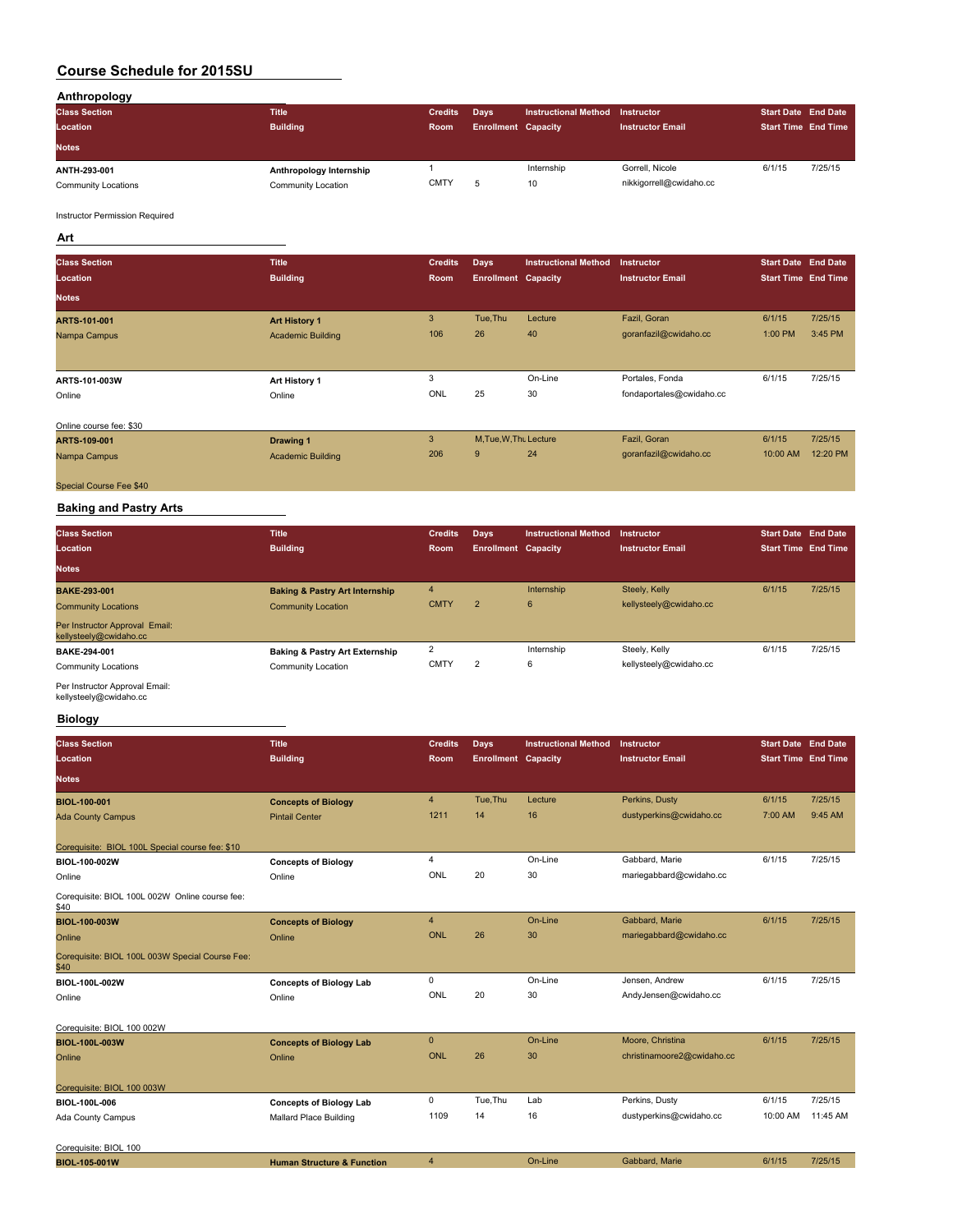# Course Schedule for 2015SU

## Anthropology

| Class Section<br>Location<br>Notes | Title<br>Building | Credits<br>Room | Days<br>Enrollment | Instructional Method<br>Capacity | Instructor<br>Instructor Email | Start Date<br>Start Time | End Date<br>End Time |
|---|---|---|---|---|---|---|---|
| **ANTH-293-001**<br>Community Locations<br>Instructor Permission Required | **Anthropology Internship**<br>Community Location | 1<br>CMTY | <br>5 | Internship<br>10 | Gorrell, Nicole<br>nikkigorrell@cwidaho.cc | 6/1/15 | 7/25/15 |

## Art

| Class Section<br>Location<br>Notes | Title<br>Building | Credits<br>Room | Days<br>Enrollment | Instructional Method<br>Capacity | Instructor<br>Instructor Email | Start Date<br>Start Time | End Date<br>End Time |
|---|---|---|---|---|---|---|---|
| **ARTS-101-001**<br>Nampa Campus | **Art History 1**<br>Academic Building | 3<br>106 | Tue,Thu<br>26 | Lecture<br>40 | Fazil, Goran<br>goranfazil@cwidaho.cc | 6/1/15<br>1:00 PM | 7/25/15<br>3:45 PM |
| **ARTS-101-003W**<br>Online<br>Online course fee: $30 | **Art History 1**<br>Online | 3<br>ONL | <br>25 | On-Line<br>30 | Portales, Fonda<br>fondaportales@cwidaho.cc | 6/1/15 | 7/25/15 |
| **ARTS-109-001**<br>Nampa Campus<br>Special Course Fee $40 | **Drawing 1**<br>Academic Building | 3<br>206 | M,Tue,W,Thu<br>9 | Lecture<br>24 | Fazil, Goran<br>goranfazil@cwidaho.cc | 6/1/15<br>10:00 AM | 7/25/15<br>12:20 PM |

## Baking and Pastry Arts

| Class Section<br>Location<br>Notes | Title<br>Building | Credits<br>Room | Days<br>Enrollment | Instructional Method<br>Capacity | Instructor<br>Instructor Email | Start Date<br>Start Time | End Date<br>End Time |
|---|---|---|---|---|---|---|---|
| **BAKE-293-001**<br>Community Locations<br>Per Instructor Approval Email: kellysteely@cwidaho.cc | **Baking & Pastry Art Internship**<br>Community Location | 4<br>CMTY | <br>2 | Internship<br>6 | Steely, Kelly<br>kellysteely@cwidaho.cc | 6/1/15 | 7/25/15 |
| **BAKE-294-001**<br>Community Locations<br>Per Instructor Approval Email: kellysteely@cwidaho.cc | **Baking & Pastry Art Externship**<br>Community Location | 2<br>CMTY | <br>2 | Internship<br>6 | Steely, Kelly<br>kellysteely@cwidaho.cc | 6/1/15 | 7/25/15 |

## Biology

| Class Section<br>Location<br>Notes | Title<br>Building | Credits<br>Room | Days<br>Enrollment | Instructional Method<br>Capacity | Instructor<br>Instructor Email | Start Date<br>Start Time | End Date<br>End Time |
|---|---|---|---|---|---|---|---|
| **BIOL-100-001**<br>Ada County Campus<br>Corequisite: BIOL 100L Special course fee: $10 | **Concepts of Biology**<br>Pintail Center | 4<br>1211 | Tue,Thu<br>14 | Lecture<br>16 | Perkins, Dusty<br>dustyperkins@cwidaho.cc | 6/1/15<br>7:00 AM | 7/25/15<br>9:45 AM |
| **BIOL-100-002W**<br>Online<br>Corequisite: BIOL 100L 002W Online course fee: $40 | **Concepts of Biology**<br>Online | 4<br>ONL | <br>20 | On-Line<br>30 | Gabbard, Marie<br>mariegabbard@cwidaho.cc | 6/1/15 | 7/25/15 |
| **BIOL-100-003W**<br>Online<br>Corequisite: BIOL 100L 003W Special Course Fee: $40 | **Concepts of Biology**<br>Online | 4<br>ONL | <br>26 | On-Line<br>30 | Gabbard, Marie<br>mariegabbard@cwidaho.cc | 6/1/15 | 7/25/15 |
| **BIOL-100L-002W**<br>Online<br>Corequisite: BIOL 100 002W | **Concepts of Biology Lab**<br>Online | 0<br>ONL | <br>20 | On-Line<br>30 | Jensen, Andrew<br>AndyJensen@cwidaho.cc | 6/1/15 | 7/25/15 |
| **BIOL-100L-003W**<br>Online<br>Corequisite: BIOL 100 003W | **Concepts of Biology Lab**<br>Online | 0<br>ONL | <br>26 | On-Line<br>30 | Moore, Christina<br>christinamoore2@cwidaho.cc | 6/1/15 | 7/25/15 |
| **BIOL-100L-006**<br>Ada County Campus<br>Corequisite: BIOL 100 | **Concepts of Biology Lab**<br>Mallard Place Building | 0<br>1109 | Tue,Thu<br>14 | Lab<br>16 | Perkins, Dusty<br>dustyperkins@cwidaho.cc | 6/1/15<br>10:00 AM | 7/25/15<br>11:45 AM |
| **BIOL-105-001W** | **Human Structure & Function** | 4 | | On-Line | Gabbard, Marie | 6/1/15 | 7/25/15 |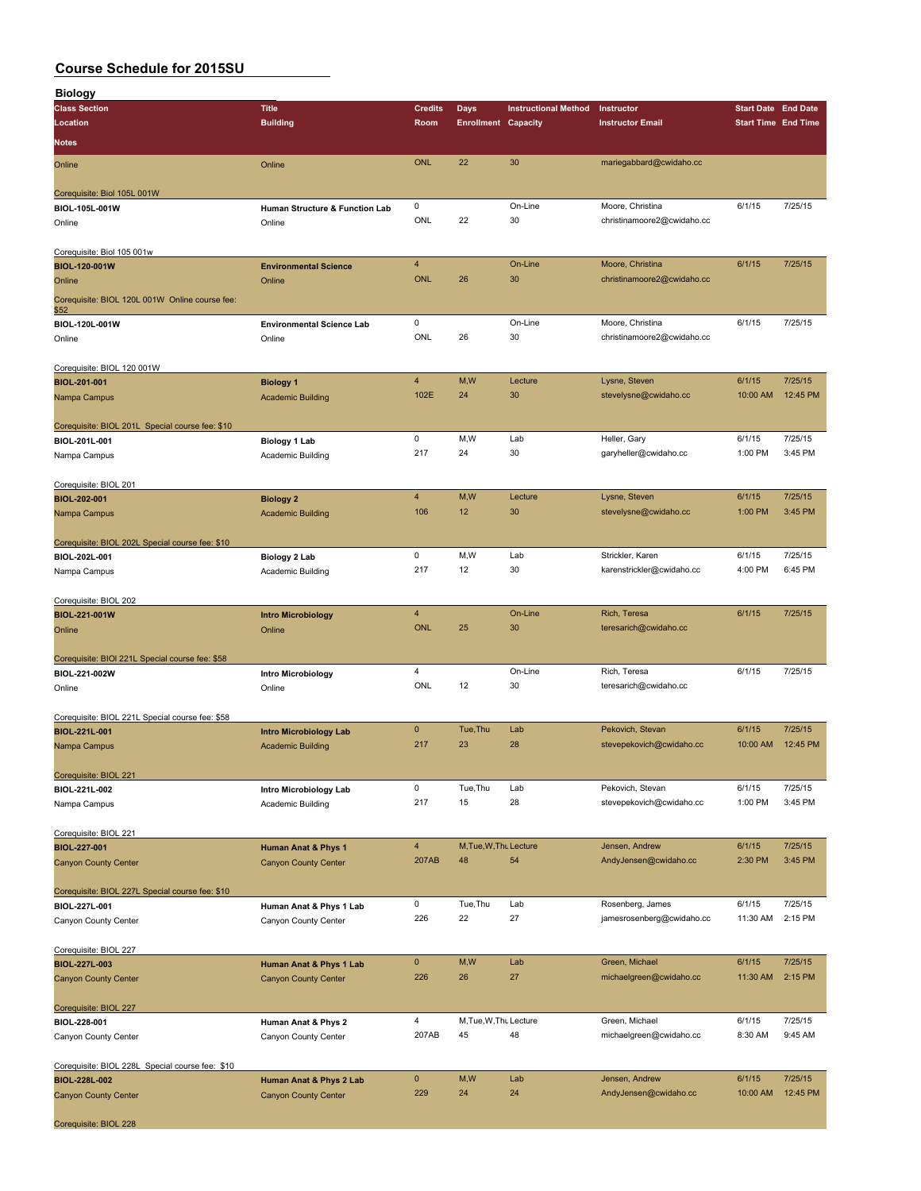# Course Schedule for 2015SU

## Biology

| Class Section / Location | Title / Building | Credits / Room | Days / Enrollment | Instructional Method / Capacity | Instructor / Instructor Email | Start Date / Start Time | End Date / End Time | Notes |
|---|---|---|---|---|---|---|---|---|
| Online | Online | ONL | 22 | 30 | mariegabbard@cwidaho.cc | | | Corequisite: Biol 105L 001W |
| BIOL-105L-001W / Online | Human Structure & Function Lab / Online | 0 / ONL | 22 | On-Line / 30 | Moore, Christina / christinamoore2@cwidaho.cc | 6/1/15 | 7/25/15 | Corequisite: Biol 105 001w |
| BIOL-120-001W / Online | Environmental Science / Online | 4 / ONL | 26 | On-Line / 30 | Moore, Christina / christinamoore2@cwidaho.cc | 6/1/15 | 7/25/15 | Corequisite: BIOL 120L 001W Online course fee: $52 |
| BIOL-120L-001W / Online | Environmental Science Lab / Online | 0 / ONL | 26 | On-Line / 30 | Moore, Christina / christinamoore2@cwidaho.cc | 6/1/15 | 7/25/15 | Corequisite: BIOL 120 001W |
| BIOL-201-001 / Nampa Campus | Biology 1 / Academic Building | 4 / 102E | M,W / 24 | Lecture / 30 | Lysne, Steven / stevelysne@cwidaho.cc | 6/1/15 / 10:00 AM | 7/25/15 / 12:45 PM | Corequisite: BIOL 201L Special course fee: $10 |
| BIOL-201L-001 / Nampa Campus | Biology 1 Lab / Academic Building | 0 / 217 | M,W / 24 | Lab / 30 | Heller, Gary / garyheller@cwidaho.cc | 6/1/15 / 1:00 PM | 7/25/15 / 3:45 PM | Corequisite: BIOL 201 |
| BIOL-202-001 / Nampa Campus | Biology 2 / Academic Building | 4 / 106 | M,W / 12 | Lecture / 30 | Lysne, Steven / stevelysne@cwidaho.cc | 6/1/15 / 1:00 PM | 7/25/15 / 3:45 PM | Corequisite: BIOL 202L Special course fee: $10 |
| BIOL-202L-001 / Nampa Campus | Biology 2 Lab / Academic Building | 0 / 217 | M,W / 12 | Lab / 30 | Strickler, Karen / karenstrickler@cwidaho.cc | 6/1/15 / 4:00 PM | 7/25/15 / 6:45 PM | Corequisite: BIOL 202 |
| BIOL-221-001W / Online | Intro Microbiology / Online | 4 / ONL | 25 | On-Line / 30 | Rich, Teresa / teresarich@cwidaho.cc | 6/1/15 | 7/25/15 | Corequisite: BIOl 221L Special course fee: $58 |
| BIOL-221-002W / Online | Intro Microbiology / Online | 4 / ONL | 12 | On-Line / 30 | Rich, Teresa / teresarich@cwidaho.cc | 6/1/15 | 7/25/15 | Corequisite: BIOL 221L Special course fee: $58 |
| BIOL-221L-001 / Nampa Campus | Intro Microbiology Lab / Academic Building | 0 / 217 | Tue,Thu / 23 | Lab / 28 | Pekovich, Stevan / stevepekovich@cwidaho.cc | 6/1/15 / 10:00 AM | 7/25/15 / 12:45 PM | Corequisite: BIOL 221 |
| BIOL-221L-002 / Nampa Campus | Intro Microbiology Lab / Academic Building | 0 / 217 | Tue,Thu / 15 | Lab / 28 | Pekovich, Stevan / stevepekovich@cwidaho.cc | 6/1/15 / 1:00 PM | 7/25/15 / 3:45 PM | Corequisite: BIOL 221 |
| BIOL-227-001 / Canyon County Center | Human Anat & Phys 1 / Canyon County Center | 4 / 207AB | M,Tue,W,Thu / 48 | Lecture / 54 | Jensen, Andrew / AndyJensen@cwidaho.cc | 6/1/15 / 2:30 PM | 7/25/15 / 3:45 PM | Corequisite: BIOL 227L Special course fee: $10 |
| BIOL-227L-001 / Canyon County Center | Human Anat & Phys 1 Lab / Canyon County Center | 0 / 226 | Tue,Thu / 22 | Lab / 27 | Rosenberg, James / jamesrosenberg@cwidaho.cc | 6/1/15 / 11:30 AM | 7/25/15 / 2:15 PM | Corequisite: BIOL 227 |
| BIOL-227L-003 / Canyon County Center | Human Anat & Phys 1 Lab / Canyon County Center | 0 / 226 | M,W / 26 | Lab / 27 | Green, Michael / michaelgreen@cwidaho.cc | 6/1/15 / 11:30 AM | 7/25/15 / 2:15 PM | Corequisite: BIOL 227 |
| BIOL-228-001 / Canyon County Center | Human Anat & Phys 2 / Canyon County Center | 4 / 207AB | M,Tue,W,Thu / 45 | Lecture / 48 | Green, Michael / michaelgreen@cwidaho.cc | 6/1/15 / 8:30 AM | 7/25/15 / 9:45 AM | Corequisite: BIOL 228L Special course fee: $10 |
| BIOL-228L-002 / Canyon County Center | Human Anat & Phys 2 Lab / Canyon County Center | 0 / 229 | M,W / 24 | Lab / 24 | Jensen, Andrew / AndyJensen@cwidaho.cc | 6/1/15 / 10:00 AM | 7/25/15 / 12:45 PM | Corequisite: BIOL 228 |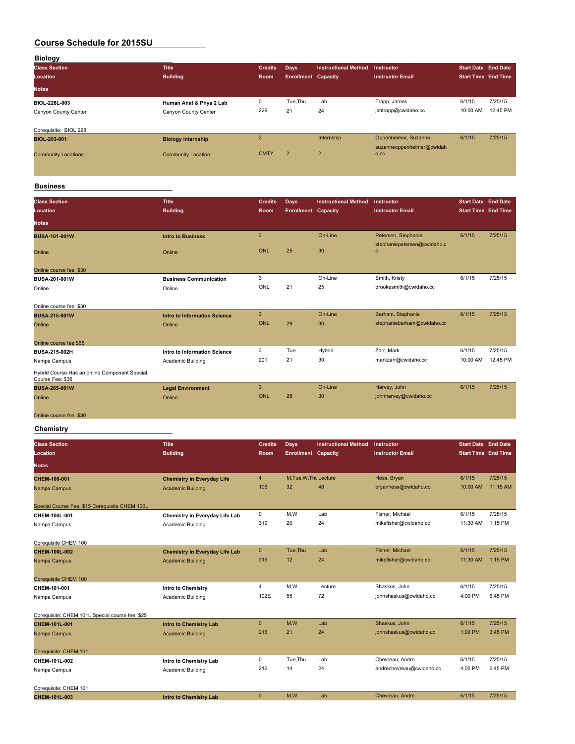# Course Schedule for 2015SU

## Biology

| Class Section / Location / Notes | Title / Building | Credits / Room | Days / Enrollment | Instructional Method / Capacity | Instructor / Instructor Email | Start Date / Start Time | End Date / End Time |
|---|---|---|---|---|---|---|---|
| **BIOL-228L-003** | **Human Anat & Phys 2 Lab** | 0 | Tue,Thu | Lab | Trapp, James | 6/1/15 | 7/25/15 |
| Canyon County Center | Canyon County Center | 229 | 21 | 24 | jimtrapp@cwidaho.cc | 10:00 AM | 12:45 PM |
| Corequisite: BIOL 228 | | | | | | | |
| **BIOL-293-001** | **Biology Internship** | 3 | | Internship | Oppenheimer, Suzanne | 6/1/15 | 7/25/15 |
| Community Locations | Community Location | CMTY | 2 | 2 | suzanneoppenheimer@cwidaho.cc | | |

## Business

| Class Section / Location / Notes | Title / Building | Credits / Room | Days / Enrollment | Instructional Method / Capacity | Instructor / Instructor Email | Start Date / Start Time | End Date / End Time |
|---|---|---|---|---|---|---|---|
| **BUSA-101-001W** | **Intro to Business** | 3 | | On-Line | Petersen, Stephanie | 6/1/15 | 7/25/15 |
| Online | Online | ONL | 25 | 30 | stephaniepetersen@cwidaho.cc | | |
| Online course fee: $30 | | | | | | | |
| **BUSA-201-001W** | **Business Communication** | 3 | | On-Line | Smith, Kristy | 6/1/15 | 7/25/15 |
| Online | Online | ONL | 21 | 25 | brookesmith@cwidaho.cc | | |
| Online course fee: $30 | | | | | | | |
| **BUSA-215-001W** | **Intro to Information Science** | 3 | | On-Line | Barham, Stephanie | 6/1/15 | 7/25/15 |
| Online | Online | ONL | 29 | 30 | stephaniebarham@cwidaho.cc | | |
| Online course fee $66 | | | | | | | |
| **BUSA-215-002H** | **Intro to Information Science** | 3 | Tue | Hybrid | Zarr, Mark | 6/1/15 | 7/25/15 |
| Nampa Campus | Academic Building | 201 | 21 | 30 | markzarr@cwidaho.cc | 10:00 AM | 12:45 PM |
| Hybrid Course-Has an online Component Special Course Fee: $36 | | | | | | | |
| **BUSA-265-001W** | **Legal Environment** | 3 | | On-Line | Harvey, John | 6/1/15 | 7/25/15 |
| Online | Online | ONL | 26 | 30 | johnharvey@cwidaho.cc | | |
| Online course fee: $30 | | | | | | | |

## Chemistry

| Class Section / Location / Notes | Title / Building | Credits / Room | Days / Enrollment | Instructional Method / Capacity | Instructor / Instructor Email | Start Date / Start Time | End Date / End Time |
|---|---|---|---|---|---|---|---|
| **CHEM-100-001** | **Chemistry in Everyday Life** | 4 | M,Tue,W,Thu | Lecture | Hess, Bryan | 6/1/15 | 7/25/15 |
| Nampa Campus | Academic Building | 106 | 32 | 48 | bryanhess@cwidaho.cc | 10:00 AM | 11:15 AM |
| Special Course Fee: $15 Corequisite CHEM 100L | | | | | | | |
| **CHEM-100L-001** | **Chemistry in Everyday Life Lab** | 0 | M,W | Lab | Fisher, Michael | 6/1/15 | 7/25/15 |
| Nampa Campus | Academic Building | 319 | 20 | 24 | mikefisher@cwidaho.cc | 11:30 AM | 1:15 PM |
| Corequisite CHEM 100 | | | | | | | |
| **CHEM-100L-002** | **Chemistry in Everyday Life Lab** | 0 | Tue,Thu | Lab | Fisher, Michael | 6/1/15 | 7/25/15 |
| Nampa Campus | Academic Building | 319 | 12 | 24 | mikefisher@cwidaho.cc | 11:30 AM | 1:15 PM |
| Corequisite CHEM 100 | | | | | | | |
| **CHEM-101-001** | **Intro to Chemistry** | 4 | M,W | Lecture | Shaskus, John | 6/1/15 | 7/25/15 |
| Nampa Campus | Academic Building | 102E | 55 | 72 | johnshaskus@cwidaho.cc | 4:00 PM | 6:45 PM |
| Corequisite: CHEM 101L Special course fee: $25 | | | | | | | |
| **CHEM-101L-001** | **Intro to Chemistry Lab** | 0 | M,W | Lab | Shaskus, John | 6/1/15 | 7/25/15 |
| Nampa Campus | Academic Building | 216 | 21 | 24 | johnshaskus@cwidaho.cc | 1:00 PM | 3:45 PM |
| Corequisite: CHEM 101 | | | | | | | |
| **CHEM-101L-002** | **Intro to Chemistry Lab** | 0 | Tue,Thu | Lab | Chevreau, Andre | 6/1/15 | 7/25/15 |
| Nampa Campus | Academic Building | 216 | 14 | 24 | andrechevreau@cwidaho.cc | 4:00 PM | 6:45 PM |
| Corequisite: CHEM 101 | | | | | | | |
| **CHEM-101L-003** | **Intro to Chemistry Lab** | 0 | M,W | Lab | Chevreau, Andre | 6/1/15 | 7/25/15 |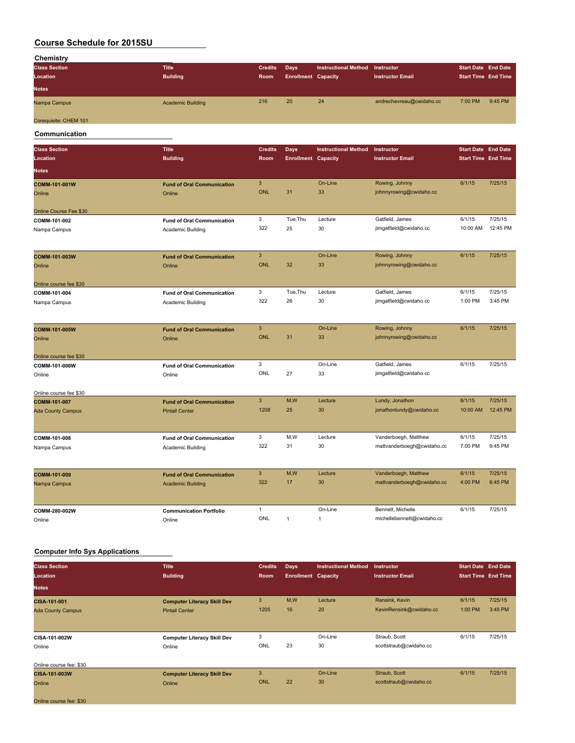# Course Schedule for 2015SU

## Chemistry

| Class Section / Location / Notes | Title / Building | Credits / Room | Days / Enrollment | Instructional Method / Capacity | Instructor / Instructor Email | Start Date / Start Time | End Date / End Time |
|---|---|---|---|---|---|---|---|
| Nampa Campus | Academic Building | 216 | 20 | 24 | andrechevreau@cwidaho.cc | 7:00 PM | 9:45 PM |
| Corequisite: CHEM 101 | | | | | | | |

## Communication

| Class Section / Location / Notes | Title / Building | Credits / Room | Days / Enrollment | Instructional Method / Capacity | Instructor / Instructor Email | Start Date / Start Time | End Date / End Time |
|---|---|---|---|---|---|---|---|
| **COMM-101-001W** | **Fund of Oral Communication** | 3 | | On-Line | Rowing, Johnny | 6/1/15 | 7/25/15 |
| Online | Online | ONL | 31 | 33 | johnnyrowing@cwidaho.cc | | |
| Online Course Fee $30 | | | | | | | |
| **COMM-101-002** | **Fund of Oral Communication** | 3 | Tue,Thu | Lecture | Gatfield, James | 6/1/15 | 7/25/15 |
| Nampa Campus | Academic Building | 322 | 25 | 30 | jimgatfield@cwidaho.cc | 10:00 AM | 12:45 PM |
| **COMM-101-003W** | **Fund of Oral Communication** | 3 | | On-Line | Rowing, Johnny | 6/1/15 | 7/25/15 |
| Online | Online | ONL | 32 | 33 | johnnyrowing@cwidaho.cc | | |
| Online course fee $30 | | | | | | | |
| **COMM-101-004** | **Fund of Oral Communication** | 3 | Tue,Thu | Lecture | Gatfield, James | 6/1/15 | 7/25/15 |
| Nampa Campus | Academic Building | 322 | 26 | 30 | jimgatfield@cwidaho.cc | 1:00 PM | 3:45 PM |
| **COMM-101-005W** | **Fund of Oral Communication** | 3 | | On-Line | Rowing, Johnny | 6/1/15 | 7/25/15 |
| Online | Online | ONL | 31 | 33 | johnnyrowing@cwidaho.cc | | |
| Online course fee $30 | | | | | | | |
| **COMM-101-006W** | **Fund of Oral Communication** | 3 | | On-Line | Gatfield, James | 6/1/15 | 7/25/15 |
| Online | Online | ONL | 27 | 33 | jimgatfield@cwidaho.cc | | |
| Online course fee $30 | | | | | | | |
| **COMM-101-007** | **Fund of Oral Communication** | 3 | M,W | Lecture | Lundy, Jonathon | 6/1/15 | 7/25/15 |
| Ada County Campus | Pintail Center | 1208 | 25 | 30 | jonathonlundy@cwidaho.cc | 10:00 AM | 12:45 PM |
| **COMM-101-008** | **Fund of Oral Communication** | 3 | M,W | Lecture | Vanderboegh, Matthew | 6/1/15 | 7/25/15 |
| Nampa Campus | Academic Building | 322 | 31 | 30 | mattvanderboegh@cwidaho.cc | 7:00 PM | 9:45 PM |
| **COMM-101-009** | **Fund of Oral Communication** | 3 | M,W | Lecture | Vanderboegh, Matthew | 6/1/15 | 7/25/15 |
| Nampa Campus | Academic Building | 322 | 17 | 30 | mattvanderboegh@cwidaho.cc | 4:00 PM | 6:45 PM |
| **COMM-280-002W** | **Communication Portfolio** | 1 | | On-Line | Bennett, Michelle | 6/1/15 | 7/25/15 |
| Online | Online | ONL | 1 | 1 | michellebennett@cwidaho.cc | | |

## Computer Info Sys Applications

| Class Section / Location / Notes | Title / Building | Credits / Room | Days / Enrollment | Instructional Method / Capacity | Instructor / Instructor Email | Start Date / Start Time | End Date / End Time |
|---|---|---|---|---|---|---|---|
| **CISA-101-001** | **Computer Literacy Skill Dev** | 3 | M,W | Lecture | Rensink, Kevin | 6/1/15 | 7/25/15 |
| Ada County Campus | Pintail Center | 1205 | 16 | 20 | KevinRensink@cwidaho.cc | 1:00 PM | 3:45 PM |
| **CISA-101-002W** | **Computer Literacy Skill Dev** | 3 | | On-Line | Straub, Scott | 6/1/15 | 7/25/15 |
| Online | Online | ONL | 23 | 30 | scottstraub@cwidaho.cc | | |
| Online course fee: $30 | | | | | | | |
| **CISA-101-003W** | **Computer Literacy Skill Dev** | 3 | | On-Line | Straub, Scott | 6/1/15 | 7/25/15 |
| Online | Online | ONL | 22 | 30 | scottstraub@cwidaho.cc | | |
| Online course fee: $30 | | | | | | | |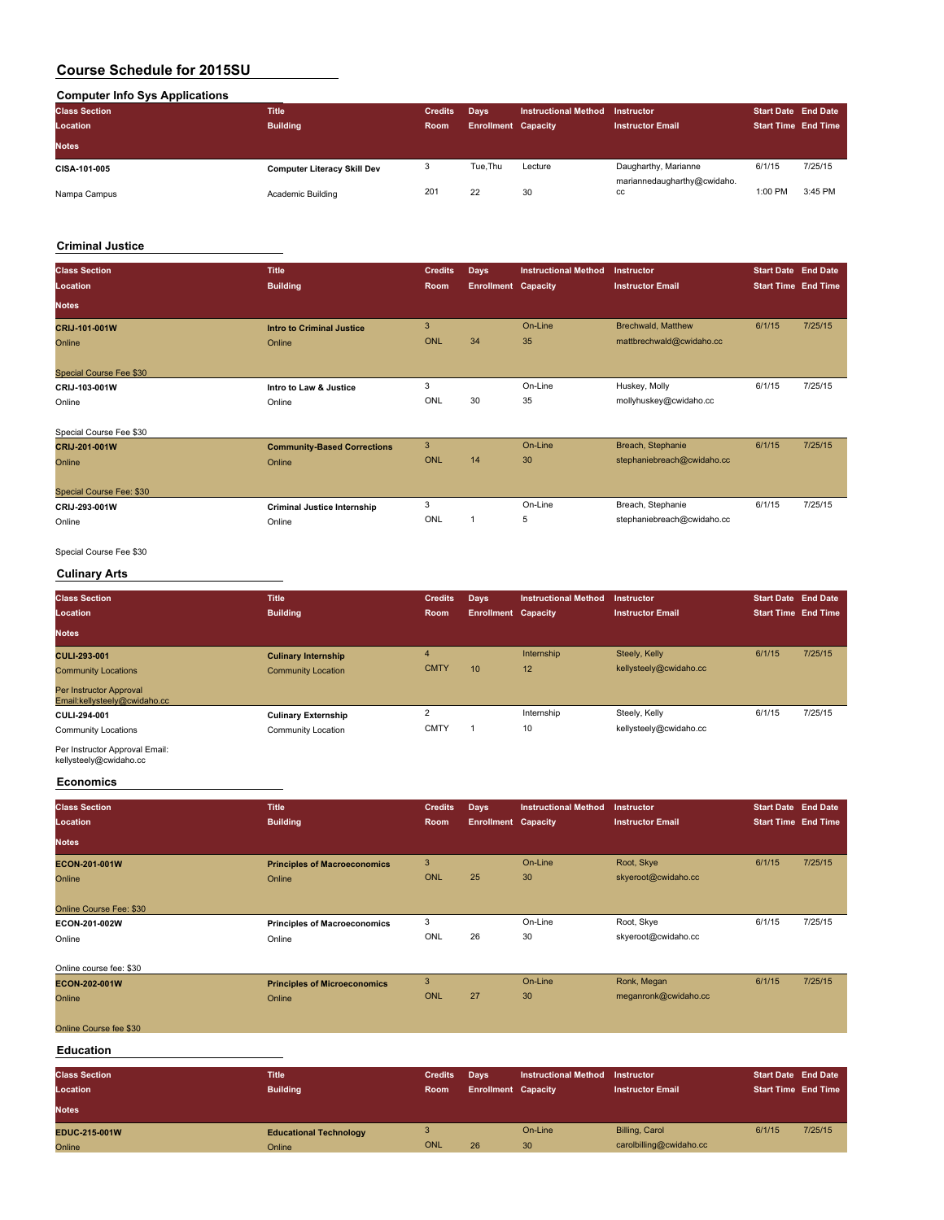# Course Schedule for 2015SU

## Computer Info Sys Applications

| Class Section / Location / Notes | Title / Building | Credits / Room | Days / Enrollment | Instructional Method / Capacity | Instructor / Instructor Email | Start Date / Start Time | End Date / End Time |
|---|---|---|---|---|---|---|---|
| **CISA-101-005** | **Computer Literacy Skill Dev** | 3 | Tue,Thu | Lecture | Daugharthy, Marianne | 6/1/15 | 7/25/15 |
| Nampa Campus | Academic Building | 201 | 22 | 30 | mariannedaugharthy@cwidaho.cc | 1:00 PM | 3:45 PM |

## Criminal Justice

| Class Section / Location / Notes | Title / Building | Credits / Room | Days / Enrollment | Instructional Method / Capacity | Instructor / Instructor Email | Start Date / Start Time | End Date / End Time |
|---|---|---|---|---|---|---|---|
| **CRIJ-101-001W** | **Intro to Criminal Justice** | 3 | | On-Line | Brechwald, Matthew | 6/1/15 | 7/25/15 |
| Online | Online | ONL | 34 | 35 | mattbrechwald@cwidaho.cc | | |
| Special Course Fee $30 | | | | | | | |
| **CRIJ-103-001W** | **Intro to Law & Justice** | 3 | | On-Line | Huskey, Molly | 6/1/15 | 7/25/15 |
| Online | Online | ONL | 30 | 35 | mollyhuskey@cwidaho.cc | | |
| Special Course Fee $30 | | | | | | | |
| **CRIJ-201-001W** | **Community-Based Corrections** | 3 | | On-Line | Breach, Stephanie | 6/1/15 | 7/25/15 |
| Online | Online | ONL | 14 | 30 | stephaniebreach@cwidaho.cc | | |
| Special Course Fee: $30 | | | | | | | |
| **CRIJ-293-001W** | **Criminal Justice Internship** | 3 | | On-Line | Breach, Stephanie | 6/1/15 | 7/25/15 |
| Online | Online | ONL | 1 | 5 | stephaniebreach@cwidaho.cc | | |
| Special Course Fee $30 | | | | | | | |

## Culinary Arts

| Class Section / Location / Notes | Title / Building | Credits / Room | Days / Enrollment | Instructional Method / Capacity | Instructor / Instructor Email | Start Date / Start Time | End Date / End Time |
|---|---|---|---|---|---|---|---|
| **CULI-293-001** | **Culinary Internship** | 4 | | Internship | Steely, Kelly | 6/1/15 | 7/25/15 |
| Community Locations | Community Location | CMTY | 10 | 12 | kellysteely@cwidaho.cc | | |
| Per Instructor Approval Email:kellysteely@cwidaho.cc | | | | | | | |
| **CULI-294-001** | **Culinary Externship** | 2 | | Internship | Steely, Kelly | 6/1/15 | 7/25/15 |
| Community Locations | Community Location | CMTY | 1 | 10 | kellysteely@cwidaho.cc | | |
| Per Instructor Approval Email: kellysteely@cwidaho.cc | | | | | | | |

## Economics

| Class Section / Location / Notes | Title / Building | Credits / Room | Days / Enrollment | Instructional Method / Capacity | Instructor / Instructor Email | Start Date / Start Time | End Date / End Time |
|---|---|---|---|---|---|---|---|
| **ECON-201-001W** | **Principles of Macroeconomics** | 3 | | On-Line | Root, Skye | 6/1/15 | 7/25/15 |
| Online | Online | ONL | 25 | 30 | skyeroot@cwidaho.cc | | |
| Online Course Fee: $30 | | | | | | | |
| **ECON-201-002W** | **Principles of Macroeconomics** | 3 | | On-Line | Root, Skye | 6/1/15 | 7/25/15 |
| Online | Online | ONL | 26 | 30 | skyeroot@cwidaho.cc | | |
| Online course fee: $30 | | | | | | | |
| **ECON-202-001W** | **Principles of Microeconomics** | 3 | | On-Line | Ronk, Megan | 6/1/15 | 7/25/15 |
| Online | Online | ONL | 27 | 30 | meganronk@cwidaho.cc | | |
| Online Course fee $30 | | | | | | | |

## Education

| Class Section / Location / Notes | Title / Building | Credits / Room | Days / Enrollment | Instructional Method / Capacity | Instructor / Instructor Email | Start Date / Start Time | End Date / End Time |
|---|---|---|---|---|---|---|---|
| **EDUC-215-001W** | **Educational Technology** | 3 | | On-Line | Billing, Carol | 6/1/15 | 7/25/15 |
| Online | Online | ONL | 26 | 30 | carolbilling@cwidaho.cc | | |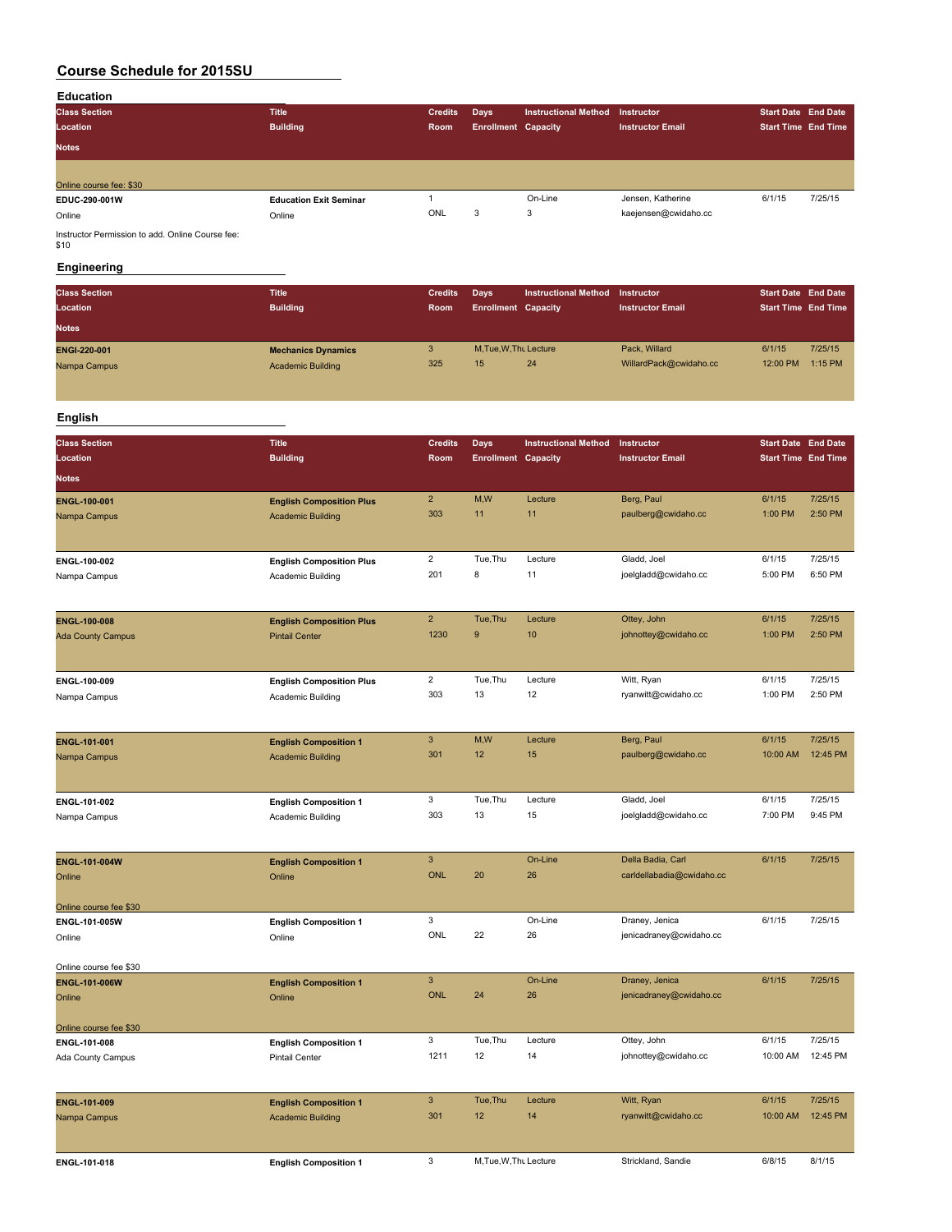# Course Schedule for 2015SU

## Education

| Class Section / Location / Notes | Title / Building | Credits / Room | Days / Enrollment | Instructional Method / Capacity | Instructor / Instructor Email | Start Date / Start Time | End Date / End Time |
|---|---|---|---|---|---|---|---|
| Online course fee: $30 | | | | | | | |
| EDUC-290-001W | Education Exit Seminar | 1 | | On-Line | Jensen, Katherine | 6/1/15 | 7/25/15 |
| Online | Online | ONL | 3 | 3 | kaejensen@cwidaho.cc | | |
| Instructor Permission to add. Online Course fee: $10 | | | | | | | |

## Engineering

| Class Section / Location / Notes | Title / Building | Credits / Room | Days / Enrollment | Instructional Method / Capacity | Instructor / Instructor Email | Start Date / Start Time | End Date / End Time |
|---|---|---|---|---|---|---|---|
| ENGI-220-001 | Mechanics Dynamics | 3 | M,Tue,W,Thu | Lecture | Pack, Willard | 6/1/15 | 7/25/15 |
| Nampa Campus | Academic Building | 325 | 15 | 24 | WillardPack@cwidaho.cc | 12:00 PM | 1:15 PM |

## English

| Class Section / Location / Notes | Title / Building | Credits / Room | Days / Enrollment | Instructional Method / Capacity | Instructor / Instructor Email | Start Date / Start Time | End Date / End Time |
|---|---|---|---|---|---|---|---|
| ENGL-100-001 | English Composition Plus | 2 | M,W | Lecture | Berg, Paul | 6/1/15 | 7/25/15 |
| Nampa Campus | Academic Building | 303 | 11 | 11 | paulberg@cwidaho.cc | 1:00 PM | 2:50 PM |
| ENGL-100-002 | English Composition Plus | 2 | Tue,Thu | Lecture | Gladd, Joel | 6/1/15 | 7/25/15 |
| Nampa Campus | Academic Building | 201 | 8 | 11 | joelgladd@cwidaho.cc | 5:00 PM | 6:50 PM |
| ENGL-100-008 | English Composition Plus | 2 | Tue,Thu | Lecture | Ottey, John | 6/1/15 | 7/25/15 |
| Ada County Campus | Pintail Center | 1230 | 9 | 10 | johnottey@cwidaho.cc | 1:00 PM | 2:50 PM |
| ENGL-100-009 | English Composition Plus | 2 | Tue,Thu | Lecture | Witt, Ryan | 6/1/15 | 7/25/15 |
| Nampa Campus | Academic Building | 303 | 13 | 12 | ryanwitt@cwidaho.cc | 1:00 PM | 2:50 PM |
| ENGL-101-001 | English Composition 1 | 3 | M,W | Lecture | Berg, Paul | 6/1/15 | 7/25/15 |
| Nampa Campus | Academic Building | 301 | 12 | 15 | paulberg@cwidaho.cc | 10:00 AM | 12:45 PM |
| ENGL-101-002 | English Composition 1 | 3 | Tue,Thu | Lecture | Gladd, Joel | 6/1/15 | 7/25/15 |
| Nampa Campus | Academic Building | 303 | 13 | 15 | joelgladd@cwidaho.cc | 7:00 PM | 9:45 PM |
| ENGL-101-004W | English Composition 1 | 3 | | On-Line | Della Badia, Carl | 6/1/15 | 7/25/15 |
| Online | Online | ONL | 20 | 26 | carldellabadia@cwidaho.cc | | |
| Online course fee $30 | | | | | | | |
| ENGL-101-005W | English Composition 1 | 3 | | On-Line | Draney, Jenica | 6/1/15 | 7/25/15 |
| Online | Online | ONL | 22 | 26 | jenicadraney@cwidaho.cc | | |
| Online course fee $30 | | | | | | | |
| ENGL-101-006W | English Composition 1 | 3 | | On-Line | Draney, Jenica | 6/1/15 | 7/25/15 |
| Online | Online | ONL | 24 | 26 | jenicadraney@cwidaho.cc | | |
| Online course fee $30 | | | | | | | |
| ENGL-101-008 | English Composition 1 | 3 | Tue,Thu | Lecture | Ottey, John | 6/1/15 | 7/25/15 |
| Ada County Campus | Pintail Center | 1211 | 12 | 14 | johnottey@cwidaho.cc | 10:00 AM | 12:45 PM |
| ENGL-101-009 | English Composition 1 | 3 | Tue,Thu | Lecture | Witt, Ryan | 6/1/15 | 7/25/15 |
| Nampa Campus | Academic Building | 301 | 12 | 14 | ryanwitt@cwidaho.cc | 10:00 AM | 12:45 PM |
| ENGL-101-018 | English Composition 1 | 3 | M,Tue,W,Thu | Lecture | Strickland, Sandie | 6/8/15 | 8/1/15 |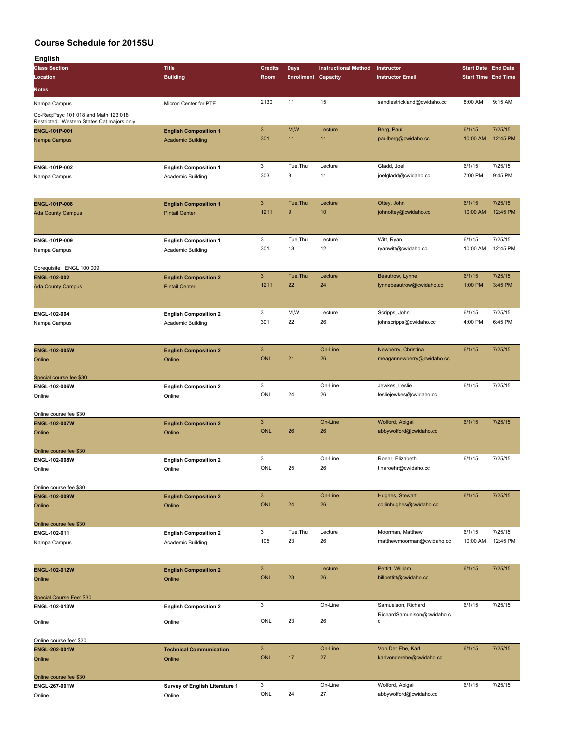# Course Schedule for 2015SU

## English

| Class Section / Location / Notes | Title / Building | Credits / Room | Days / Enrollment | Instructional Method / Capacity | Instructor / Instructor Email | Start Date / Start Time | End Date / End Time |
|---|---|---|---|---|---|---|---|
| Nampa Campus | Micron Center for PTE | 2130 | 11 | 15 | sandiestrickland@cwidaho.cc | 8:00 AM | 9:15 AM |
| Co-Req:Psyc 101 018 and Math 123 018 Restricted: Western States Cat majors only. | | | | | | | |
| ENGL-101P-001 | English Composition 1 | 3 | M,W | Lecture | Berg, Paul | 6/1/15 | 7/25/15 |
| Nampa Campus | Academic Building | 301 | 11 | 11 | paulberg@cwidaho.cc | 10:00 AM | 12:45 PM |
| ENGL-101P-002 | English Composition 1 | 3 | Tue,Thu | Lecture | Gladd, Joel | 6/1/15 | 7/25/15 |
| Nampa Campus | Academic Building | 303 | 8 | 11 | joelgladd@cwidaho.cc | 7:00 PM | 9:45 PM |
| ENGL-101P-008 | English Composition 1 | 3 | Tue,Thu | Lecture | Ottey, John | 6/1/15 | 7/25/15 |
| Ada County Campus | Pintail Center | 1211 | 9 | 10 | johnottey@cwidaho.cc | 10:00 AM | 12:45 PM |
| ENGL-101P-009 | English Composition 1 | 3 | Tue,Thu | Lecture | Witt, Ryan | 6/1/15 | 7/25/15 |
| Nampa Campus | Academic Building | 301 | 13 | 12 | ryanwitt@cwidaho.cc | 10:00 AM | 12:45 PM |
| Corequisite: ENGL 100 009 | | | | | | | |
| ENGL-102-002 | English Composition 2 | 3 | Tue,Thu | Lecture | Beautrow, Lynne | 6/1/15 | 7/25/15 |
| Ada County Campus | Pintail Center | 1211 | 22 | 24 | lynnebeautrow@cwidaho.cc | 1:00 PM | 3:45 PM |
| ENGL-102-004 | English Composition 2 | 3 | M,W | Lecture | Scripps, John | 6/1/15 | 7/25/15 |
| Nampa Campus | Academic Building | 301 | 22 | 26 | johnscripps@cwidaho.cc | 4:00 PM | 6:45 PM |
| ENGL-102-005W | English Composition 2 | 3 | | On-Line | Newberry, Christina | 6/1/15 | 7/25/15 |
| Online | Online | ONL | 21 | 26 | meagannewberry@cwidaho.cc | | |
| Special course fee $30 | | | | | | | |
| ENGL-102-006W | English Composition 2 | 3 | | On-Line | Jewkes, Leslie | 6/1/15 | 7/25/15 |
| Online | Online | ONL | 24 | 26 | lesliejewkes@cwidaho.cc | | |
| Online course fee $30 | | | | | | | |
| ENGL-102-007W | English Composition 2 | 3 | | On-Line | Wolford, Abigail | 6/1/15 | 7/25/15 |
| Online | Online | ONL | 26 | 26 | abbywolford@cwidaho.cc | | |
| Online course fee $30 | | | | | | | |
| ENGL-102-008W | English Composition 2 | 3 | | On-Line | Roehr, Elizabeth | 6/1/15 | 7/25/15 |
| Online | Online | ONL | 25 | 26 | tinaroehr@cwidaho.cc | | |
| Online course fee $30 | | | | | | | |
| ENGL-102-009W | English Composition 2 | 3 | | On-Line | Hughes, Stewart | 6/1/15 | 7/25/15 |
| Online | Online | ONL | 24 | 26 | collinhughes@cwidaho.cc | | |
| Online course fee $30 | | | | | | | |
| ENGL-102-011 | English Composition 2 | 3 | Tue,Thu | Lecture | Moorman, Matthew | 6/1/15 | 7/25/15 |
| Nampa Campus | Academic Building | 105 | 23 | 26 | matthewmoorman@cwidaho.cc | 10:00 AM | 12:45 PM |
| ENGL-102-012W | English Composition 2 | 3 | | Lecture | Pettitt, William | 6/1/15 | 7/25/15 |
| Online | Online | ONL | 23 | 26 | billpettitt@cwidaho.cc | | |
| Special Course Fee: $30 | | | | | | | |
| ENGL-102-013W | English Composition 2 | 3 | | On-Line | Samuelson, Richard | 6/1/15 | 7/25/15 |
| Online | Online | ONL | 23 | 26 | RichardSamuelson@cwidaho.cc | | |
| Online course fee: $30 | | | | | | | |
| ENGL-202-001W | Technical Communication | 3 | | On-Line | Von Der Ehe, Karl | 6/1/15 | 7/25/15 |
| Online | Online | ONL | 17 | 27 | karlvonderehe@cwidaho.cc | | |
| Online course fee $30 | | | | | | | |
| ENGL-267-001W | Survey of English Literature 1 | 3 | | On-Line | Wolford, Abigail | 6/1/15 | 7/25/15 |
| Online | Online | ONL | 24 | 27 | abbywolford@cwidaho.cc | | |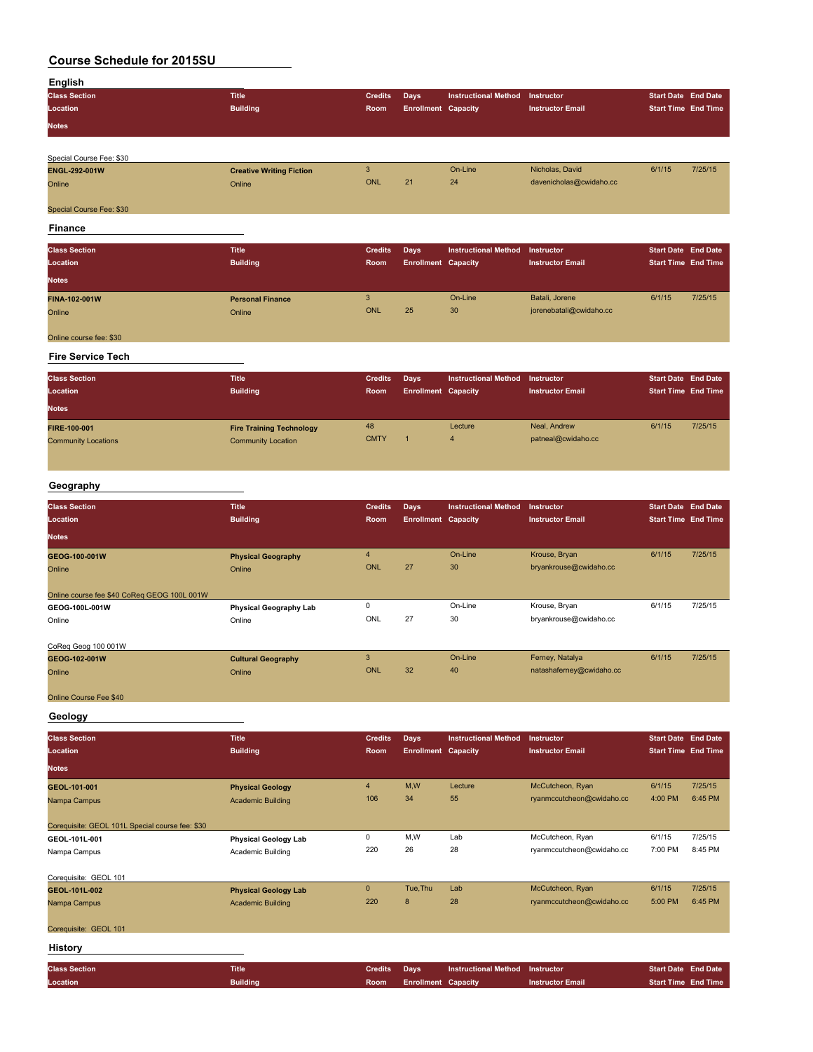# Course Schedule for 2015SU

## English

| Class Section | Title | Credits | Days | Instructional Method | Instructor | Start Date | End Date |
|---|---|---|---|---|---|---|---|
| Location | Building | Room | Enrollment | Capacity | Instructor Email | Start Time | End Time |
| Notes | | | | | | | |
| Special Course Fee: $30 | | | | | | | |
| **ENGL-292-001W** | **Creative Writing Fiction** | 3 | | On-Line | Nicholas, David | 6/1/15 | 7/25/15 |
| Online | Online | ONL | 21 | 24 | davenicholas@cwidaho.cc | | |
| Special Course Fee: $30 | | | | | | | |

## Finance

| Class Section | Title | Credits | Days | Instructional Method | Instructor | Start Date | End Date |
|---|---|---|---|---|---|---|---|
| Location | Building | Room | Enrollment | Capacity | Instructor Email | Start Time | End Time |
| Notes | | | | | | | |
| **FINA-102-001W** | **Personal Finance** | 3 | | On-Line | Batali, Jorene | 6/1/15 | 7/25/15 |
| Online | Online | ONL | 25 | 30 | jorenebatali@cwidaho.cc | | |
| Online course fee: $30 | | | | | | | |

## Fire Service Tech

| Class Section | Title | Credits | Days | Instructional Method | Instructor | Start Date | End Date |
|---|---|---|---|---|---|---|---|
| Location | Building | Room | Enrollment | Capacity | Instructor Email | Start Time | End Time |
| Notes | | | | | | | |
| **FIRE-100-001** | **Fire Training Technology** | 48 | | Lecture | Neal, Andrew | 6/1/15 | 7/25/15 |
| Community Locations | Community Location | CMTY | 1 | 4 | patneal@cwidaho.cc | | |

## Geography

| Class Section | Title | Credits | Days | Instructional Method | Instructor | Start Date | End Date |
|---|---|---|---|---|---|---|---|
| Location | Building | Room | Enrollment | Capacity | Instructor Email | Start Time | End Time |
| Notes | | | | | | | |
| **GEOG-100-001W** | **Physical Geography** | 4 | | On-Line | Krouse, Bryan | 6/1/15 | 7/25/15 |
| Online | Online | ONL | 27 | 30 | bryankrouse@cwidaho.cc | | |
| Online course fee $40 CoReq GEOG 100L 001W | | | | | | | |
| **GEOG-100L-001W** | **Physical Geography Lab** | 0 | | On-Line | Krouse, Bryan | 6/1/15 | 7/25/15 |
| Online | Online | ONL | 27 | 30 | bryankrouse@cwidaho.cc | | |
| CoReq Geog 100 001W | | | | | | | |
| **GEOG-102-001W** | **Cultural Geography** | 3 | | On-Line | Ferney, Natalya | 6/1/15 | 7/25/15 |
| Online | Online | ONL | 32 | 40 | natashaferney@cwidaho.cc | | |
| Online Course Fee $40 | | | | | | | |

## Geology

| Class Section | Title | Credits | Days | Instructional Method | Instructor | Start Date | End Date |
|---|---|---|---|---|---|---|---|
| Location | Building | Room | Enrollment | Capacity | Instructor Email | Start Time | End Time |
| Notes | | | | | | | |
| **GEOL-101-001** | **Physical Geology** | 4 | M,W | Lecture | McCutcheon, Ryan | 6/1/15 | 7/25/15 |
| Nampa Campus | Academic Building | 106 | 34 | 55 | ryanmccutcheon@cwidaho.cc | 4:00 PM | 6:45 PM |
| Corequisite: GEOL 101L Special course fee: $30 | | | | | | | |
| **GEOL-101L-001** | **Physical Geology Lab** | 0 | M,W | Lab | McCutcheon, Ryan | 6/1/15 | 7/25/15 |
| Nampa Campus | Academic Building | 220 | 26 | 28 | ryanmccutcheon@cwidaho.cc | 7:00 PM | 8:45 PM |
| Corequisite: GEOL 101 | | | | | | | |
| **GEOL-101L-002** | **Physical Geology Lab** | 0 | Tue,Thu | Lab | McCutcheon, Ryan | 6/1/15 | 7/25/15 |
| Nampa Campus | Academic Building | 220 | 8 | 28 | ryanmccutcheon@cwidaho.cc | 5:00 PM | 6:45 PM |
| Corequisite: GEOL 101 | | | | | | | |

## History

| Class Section | Title | Credits | Days | Instructional Method | Instructor | Start Date | End Date |
|---|---|---|---|---|---|---|---|
| Location | Building | Room | Enrollment | Capacity | Instructor Email | Start Time | End Time |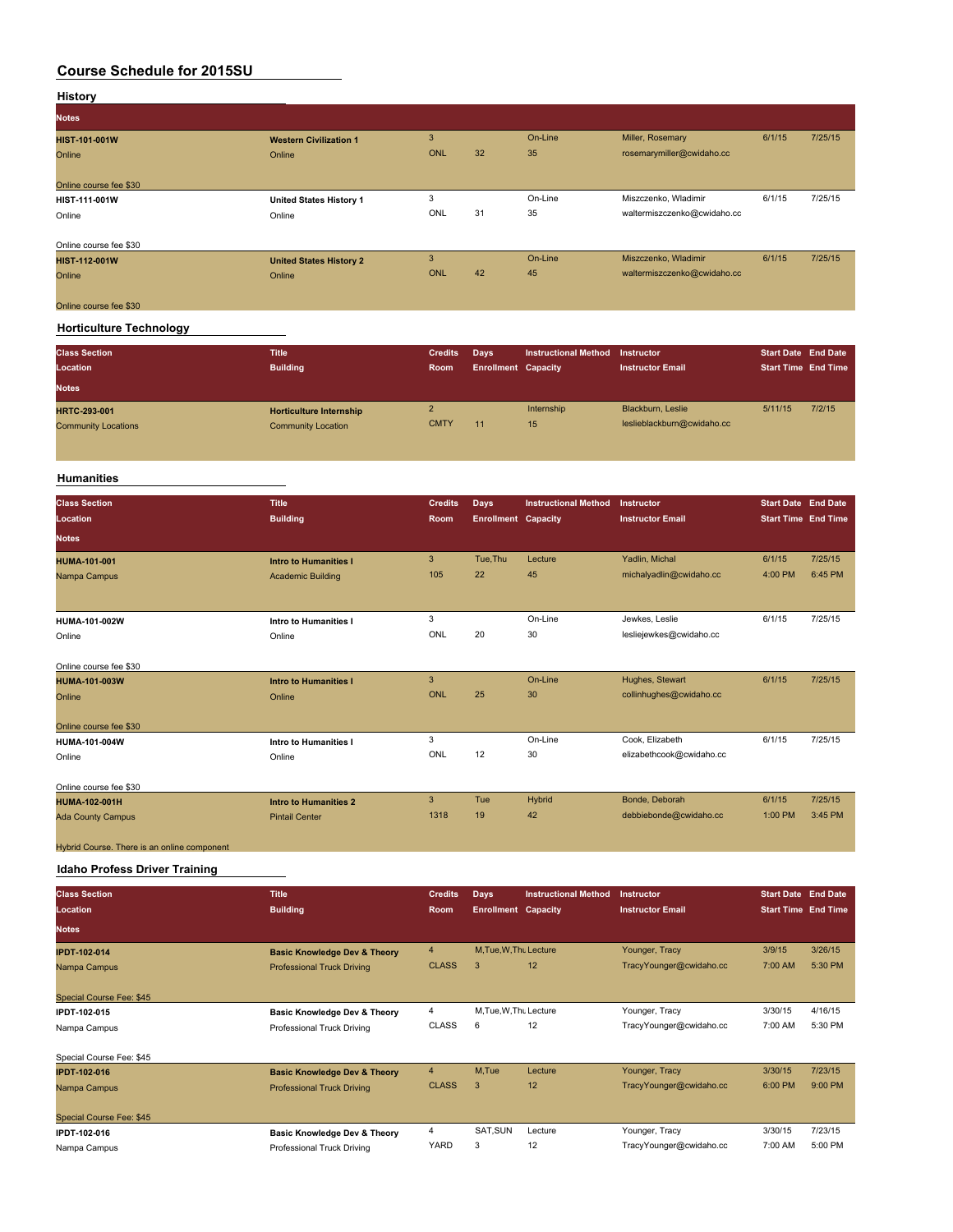# Course Schedule for 2015SU

## History

| Class Section / Location / Notes | Title / Building | Credits / Room | Days / Enrollment | Instructional Method / Capacity | Instructor / Instructor Email | Start Date / Start Time | End Date / End Time |
|---|---|---|---|---|---|---|---|
| HIST-101-001W | Western Civilization 1 | 3 | | On-Line | Miller, Rosemary | 6/1/15 | 7/25/15 |
| Online | Online | ONL | 32 | 35 | rosemarymiller@cwidaho.cc | | |
| Online course fee $30 | | | | | | | |
| HIST-111-001W | United States History 1 | 3 | | On-Line | Miszczenko, Wladimir | 6/1/15 | 7/25/15 |
| Online | Online | ONL | 31 | 35 | waltermiszczenko@cwidaho.cc | | |
| Online course fee $30 | | | | | | | |
| HIST-112-001W | United States History 2 | 3 | | On-Line | Miszczenko, Wladimir | 6/1/15 | 7/25/15 |
| Online | Online | ONL | 42 | 45 | waltermiszczenko@cwidaho.cc | | |
| Online course fee $30 | | | | | | | |

## Horticulture Technology

| Class Section / Location / Notes | Title / Building | Credits / Room | Days / Enrollment | Instructional Method / Capacity | Instructor / Instructor Email | Start Date / Start Time | End Date / End Time |
|---|---|---|---|---|---|---|---|
| HRTC-293-001 | Horticulture Internship | 2 | | Internship | Blackburn, Leslie | 5/11/15 | 7/2/15 |
| Community Locations | Community Location | CMTY | 11 | 15 | leslieblackburn@cwidaho.cc | | |

## Humanities

| Class Section / Location / Notes | Title / Building | Credits / Room | Days / Enrollment | Instructional Method / Capacity | Instructor / Instructor Email | Start Date / Start Time | End Date / End Time |
|---|---|---|---|---|---|---|---|
| HUMA-101-001 | Intro to Humanities I | 3 | Tue,Thu | Lecture | Yadlin, Michal | 6/1/15 | 7/25/15 |
| Nampa Campus | Academic Building | 105 | 22 | 45 | michalyadlin@cwidaho.cc | 4:00 PM | 6:45 PM |
| HUMA-101-002W | Intro to Humanities I | 3 | | On-Line | Jewkes, Leslie | 6/1/15 | 7/25/15 |
| Online | Online | ONL | 20 | 30 | lesliejewkes@cwidaho.cc | | |
| Online course fee $30 | | | | | | | |
| HUMA-101-003W | Intro to Humanities I | 3 | | On-Line | Hughes, Stewart | 6/1/15 | 7/25/15 |
| Online | Online | ONL | 25 | 30 | collinhughes@cwidaho.cc | | |
| Online course fee $30 | | | | | | | |
| HUMA-101-004W | Intro to Humanities I | 3 | | On-Line | Cook, Elizabeth | 6/1/15 | 7/25/15 |
| Online | Online | ONL | 12 | 30 | elizabethcook@cwidaho.cc | | |
| Online course fee $30 | | | | | | | |
| HUMA-102-001H | Intro to Humanities 2 | 3 | Tue | Hybrid | Bonde, Deborah | 6/1/15 | 7/25/15 |
| Ada County Campus | Pintail Center | 1318 | 19 | 42 | debbiebonde@cwidaho.cc | 1:00 PM | 3:45 PM |
| Hybrid Course. There is an online component | | | | | | | |

## Idaho Profess Driver Training

| Class Section / Location / Notes | Title / Building | Credits / Room | Days / Enrollment | Instructional Method / Capacity | Instructor / Instructor Email | Start Date / Start Time | End Date / End Time |
|---|---|---|---|---|---|---|---|
| IPDT-102-014 | Basic Knowledge Dev & Theory | 4 | M,Tue,W,Thu | Lecture | Younger, Tracy | 3/9/15 | 3/26/15 |
| Nampa Campus | Professional Truck Driving | CLASS | 3 | 12 | TracyYounger@cwidaho.cc | 7:00 AM | 5:30 PM |
| Special Course Fee: $45 | | | | | | | |
| IPDT-102-015 | Basic Knowledge Dev & Theory | 4 | M,Tue,W,Thu | Lecture | Younger, Tracy | 3/30/15 | 4/16/15 |
| Nampa Campus | Professional Truck Driving | CLASS | 6 | 12 | TracyYounger@cwidaho.cc | 7:00 AM | 5:30 PM |
| Special Course Fee: $45 | | | | | | | |
| IPDT-102-016 | Basic Knowledge Dev & Theory | 4 | M,Tue | Lecture | Younger, Tracy | 3/30/15 | 7/23/15 |
| Nampa Campus | Professional Truck Driving | CLASS | 3 | 12 | TracyYounger@cwidaho.cc | 6:00 PM | 9:00 PM |
| Special Course Fee: $45 | | | | | | | |
| IPDT-102-016 | Basic Knowledge Dev & Theory | 4 | SAT,SUN | Lecture | Younger, Tracy | 3/30/15 | 7/23/15 |
| Nampa Campus | Professional Truck Driving | YARD | 3 | 12 | TracyYounger@cwidaho.cc | 7:00 AM | 5:00 PM |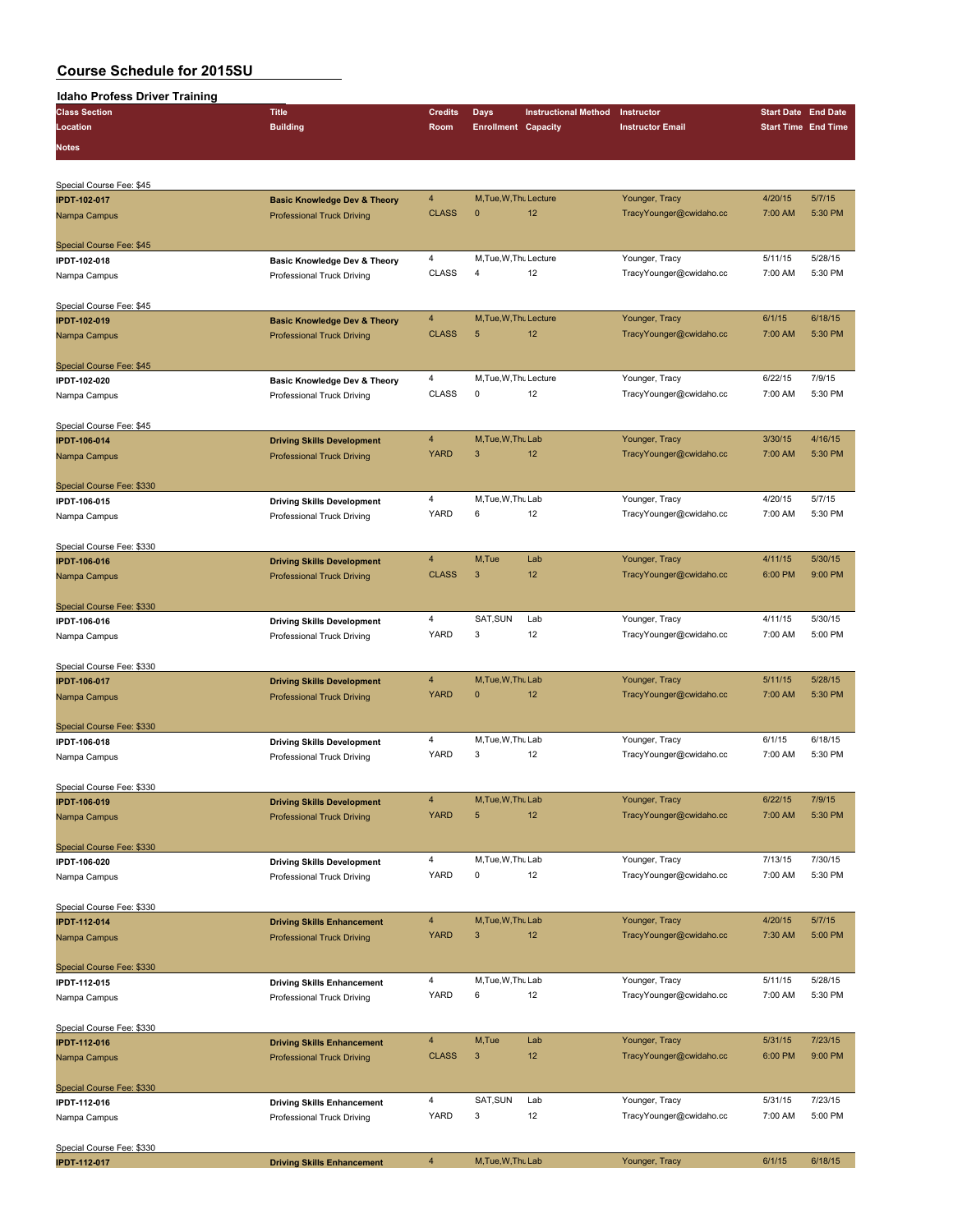# Course Schedule for 2015SU

## Idaho Profess Driver Training

| Class Section / Location | Title / Building | Credits / Room | Days / Enrollment | Instructional Method / Capacity | Instructor / Instructor Email | Start Date / Start Time | End Date / End Time | Notes |
|---|---|---|---|---|---|---|---|---|
| IPDT-102-017 Nampa Campus | Basic Knowledge Dev & Theory Professional Truck Driving | 4 CLASS | M,Tue,W,Thu 0 | Lecture 12 | Younger, Tracy TracyYounger@cwidaho.cc | 4/20/15 7:00 AM | 5/7/15 5:30 PM | Special Course Fee: $45 |
| IPDT-102-018 Nampa Campus | Basic Knowledge Dev & Theory Professional Truck Driving | 4 CLASS | M,Tue,W,Thu 4 | Lecture 12 | Younger, Tracy TracyYounger@cwidaho.cc | 5/11/15 7:00 AM | 5/28/15 5:30 PM | Special Course Fee: $45 |
| IPDT-102-019 Nampa Campus | Basic Knowledge Dev & Theory Professional Truck Driving | 4 CLASS | M,Tue,W,Thu 5 | Lecture 12 | Younger, Tracy TracyYounger@cwidaho.cc | 6/1/15 7:00 AM | 6/18/15 5:30 PM | Special Course Fee: $45 |
| IPDT-102-020 Nampa Campus | Basic Knowledge Dev & Theory Professional Truck Driving | 4 CLASS | M,Tue,W,Thu 0 | Lecture 12 | Younger, Tracy TracyYounger@cwidaho.cc | 6/22/15 7:00 AM | 7/9/15 5:30 PM | Special Course Fee: $45 |
| IPDT-106-014 Nampa Campus | Driving Skills Development Professional Truck Driving | 4 YARD | M,Tue,W,Thu 3 | Lab 12 | Younger, Tracy TracyYounger@cwidaho.cc | 3/30/15 7:00 AM | 4/16/15 5:30 PM | Special Course Fee: $330 |
| IPDT-106-015 Nampa Campus | Driving Skills Development Professional Truck Driving | 4 YARD | M,Tue,W,Thu 6 | Lab 12 | Younger, Tracy TracyYounger@cwidaho.cc | 4/20/15 7:00 AM | 5/7/15 5:30 PM | Special Course Fee: $330 |
| IPDT-106-016 Nampa Campus | Driving Skills Development Professional Truck Driving | 4 CLASS | M,Tue 3 | Lab 12 | Younger, Tracy TracyYounger@cwidaho.cc | 4/11/15 6:00 PM | 5/30/15 9:00 PM | Special Course Fee: $330 |
| IPDT-106-016 Nampa Campus | Driving Skills Development Professional Truck Driving | 4 YARD | SAT,SUN 3 | Lab 12 | Younger, Tracy TracyYounger@cwidaho.cc | 4/11/15 7:00 AM | 5/30/15 5:00 PM | Special Course Fee: $330 |
| IPDT-106-017 Nampa Campus | Driving Skills Development Professional Truck Driving | 4 YARD | M,Tue,W,Thu 0 | Lab 12 | Younger, Tracy TracyYounger@cwidaho.cc | 5/11/15 7:00 AM | 5/28/15 5:30 PM | Special Course Fee: $330 |
| IPDT-106-018 Nampa Campus | Driving Skills Development Professional Truck Driving | 4 YARD | M,Tue,W,Thu 3 | Lab 12 | Younger, Tracy TracyYounger@cwidaho.cc | 6/1/15 7:00 AM | 6/18/15 5:30 PM | Special Course Fee: $330 |
| IPDT-106-019 Nampa Campus | Driving Skills Development Professional Truck Driving | 4 YARD | M,Tue,W,Thu 5 | Lab 12 | Younger, Tracy TracyYounger@cwidaho.cc | 6/22/15 7:00 AM | 7/9/15 5:30 PM | Special Course Fee: $330 |
| IPDT-106-020 Nampa Campus | Driving Skills Development Professional Truck Driving | 4 YARD | M,Tue,W,Thu 0 | Lab 12 | Younger, Tracy TracyYounger@cwidaho.cc | 7/13/15 7:00 AM | 7/30/15 5:30 PM | Special Course Fee: $330 |
| IPDT-112-014 Nampa Campus | Driving Skills Enhancement Professional Truck Driving | 4 YARD | M,Tue,W,Thu 3 | Lab 12 | Younger, Tracy TracyYounger@cwidaho.cc | 4/20/15 7:30 AM | 5/7/15 5:00 PM | Special Course Fee: $330 |
| IPDT-112-015 Nampa Campus | Driving Skills Enhancement Professional Truck Driving | 4 YARD | M,Tue,W,Thu 6 | Lab 12 | Younger, Tracy TracyYounger@cwidaho.cc | 5/11/15 7:00 AM | 5/28/15 5:30 PM | Special Course Fee: $330 |
| IPDT-112-016 Nampa Campus | Driving Skills Enhancement Professional Truck Driving | 4 CLASS | M,Tue 3 | Lab 12 | Younger, Tracy TracyYounger@cwidaho.cc | 5/31/15 6:00 PM | 7/23/15 9:00 PM | Special Course Fee: $330 |
| IPDT-112-016 Nampa Campus | Driving Skills Enhancement Professional Truck Driving | 4 YARD | SAT,SUN 3 | Lab 12 | Younger, Tracy TracyYounger@cwidaho.cc | 5/31/15 7:00 AM | 7/23/15 5:00 PM | Special Course Fee: $330 |
| IPDT-112-017 | Driving Skills Enhancement | 4 | M,Tue,W,Thu | Lab | Younger, Tracy | 6/1/15 | 6/18/15 | |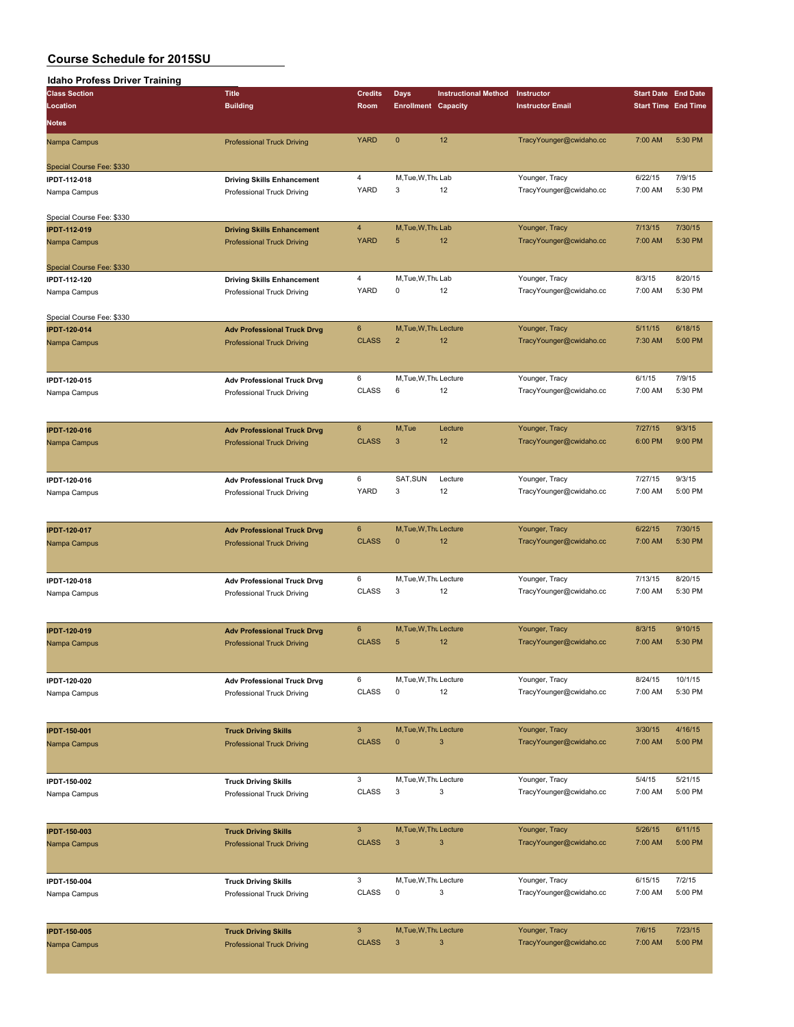# Course Schedule for 2015SU

## Idaho Profess Driver Training

| Class Section / Location / Notes | Title / Building | Credits / Room | Days / Enrollment | Instructional Method / Capacity | Instructor / Instructor Email | Start Date / Start Time | End Date / End Time |
|---|---|---|---|---|---|---|---|
| Nampa Campus | Professional Truck Driving | YARD | 0 | 12 | TracyYounger@cwidaho.cc | 7:00 AM | 5:30 PM |
| Special Course Fee: $330 | | | | | | | |
| IPDT-112-018 | Driving Skills Enhancement | 4 | M,Tue,W,Thu | Lab | Younger, Tracy | 6/22/15 | 7/9/15 |
| Nampa Campus | Professional Truck Driving | YARD | 3 | 12 | TracyYounger@cwidaho.cc | 7:00 AM | 5:30 PM |
| Special Course Fee: $330 | | | | | | | |
| IPDT-112-019 | Driving Skills Enhancement | 4 | M,Tue,W,Thu | Lab | Younger, Tracy | 7/13/15 | 7/30/15 |
| Nampa Campus | Professional Truck Driving | YARD | 5 | 12 | TracyYounger@cwidaho.cc | 7:00 AM | 5:30 PM |
| Special Course Fee: $330 | | | | | | | |
| IPDT-112-120 | Driving Skills Enhancement | 4 | M,Tue,W,Thu | Lab | Younger, Tracy | 8/3/15 | 8/20/15 |
| Nampa Campus | Professional Truck Driving | YARD | 0 | 12 | TracyYounger@cwidaho.cc | 7:00 AM | 5:30 PM |
| Special Course Fee: $330 | | | | | | | |
| IPDT-120-014 | Adv Professional Truck Drvg | 6 | M,Tue,W,Thu | Lecture | Younger, Tracy | 5/11/15 | 6/18/15 |
| Nampa Campus | Professional Truck Driving | CLASS | 2 | 12 | TracyYounger@cwidaho.cc | 7:30 AM | 5:00 PM |
| IPDT-120-015 | Adv Professional Truck Drvg | 6 | M,Tue,W,Thu | Lecture | Younger, Tracy | 6/1/15 | 7/9/15 |
| Nampa Campus | Professional Truck Driving | CLASS | 6 | 12 | TracyYounger@cwidaho.cc | 7:00 AM | 5:30 PM |
| IPDT-120-016 | Adv Professional Truck Drvg | 6 | M,Tue | Lecture | Younger, Tracy | 7/27/15 | 9/3/15 |
| Nampa Campus | Professional Truck Driving | CLASS | 3 | 12 | TracyYounger@cwidaho.cc | 6:00 PM | 9:00 PM |
| IPDT-120-016 | Adv Professional Truck Drvg | 6 | SAT,SUN | Lecture | Younger, Tracy | 7/27/15 | 9/3/15 |
| Nampa Campus | Professional Truck Driving | YARD | 3 | 12 | TracyYounger@cwidaho.cc | 7:00 AM | 5:00 PM |
| IPDT-120-017 | Adv Professional Truck Drvg | 6 | M,Tue,W,Thu | Lecture | Younger, Tracy | 6/22/15 | 7/30/15 |
| Nampa Campus | Professional Truck Driving | CLASS | 0 | 12 | TracyYounger@cwidaho.cc | 7:00 AM | 5:30 PM |
| IPDT-120-018 | Adv Professional Truck Drvg | 6 | M,Tue,W,Thu | Lecture | Younger, Tracy | 7/13/15 | 8/20/15 |
| Nampa Campus | Professional Truck Driving | CLASS | 3 | 12 | TracyYounger@cwidaho.cc | 7:00 AM | 5:30 PM |
| IPDT-120-019 | Adv Professional Truck Drvg | 6 | M,Tue,W,Thu | Lecture | Younger, Tracy | 8/3/15 | 9/10/15 |
| Nampa Campus | Professional Truck Driving | CLASS | 5 | 12 | TracyYounger@cwidaho.cc | 7:00 AM | 5:30 PM |
| IPDT-120-020 | Adv Professional Truck Drvg | 6 | M,Tue,W,Thu | Lecture | Younger, Tracy | 8/24/15 | 10/1/15 |
| Nampa Campus | Professional Truck Driving | CLASS | 0 | 12 | TracyYounger@cwidaho.cc | 7:00 AM | 5:30 PM |
| IPDT-150-001 | Truck Driving Skills | 3 | M,Tue,W,Thu | Lecture | Younger, Tracy | 3/30/15 | 4/16/15 |
| Nampa Campus | Professional Truck Driving | CLASS | 0 | 3 | TracyYounger@cwidaho.cc | 7:00 AM | 5:00 PM |
| IPDT-150-002 | Truck Driving Skills | 3 | M,Tue,W,Thu | Lecture | Younger, Tracy | 5/4/15 | 5/21/15 |
| Nampa Campus | Professional Truck Driving | CLASS | 3 | 3 | TracyYounger@cwidaho.cc | 7:00 AM | 5:00 PM |
| IPDT-150-003 | Truck Driving Skills | 3 | M,Tue,W,Thu | Lecture | Younger, Tracy | 5/26/15 | 6/11/15 |
| Nampa Campus | Professional Truck Driving | CLASS | 3 | 3 | TracyYounger@cwidaho.cc | 7:00 AM | 5:00 PM |
| IPDT-150-004 | Truck Driving Skills | 3 | M,Tue,W,Thu | Lecture | Younger, Tracy | 6/15/15 | 7/2/15 |
| Nampa Campus | Professional Truck Driving | CLASS | 0 | 3 | TracyYounger@cwidaho.cc | 7:00 AM | 5:00 PM |
| IPDT-150-005 | Truck Driving Skills | 3 | M,Tue,W,Thu | Lecture | Younger, Tracy | 7/6/15 | 7/23/15 |
| Nampa Campus | Professional Truck Driving | CLASS | 3 | 3 | TracyYounger@cwidaho.cc | 7:00 AM | 5:00 PM |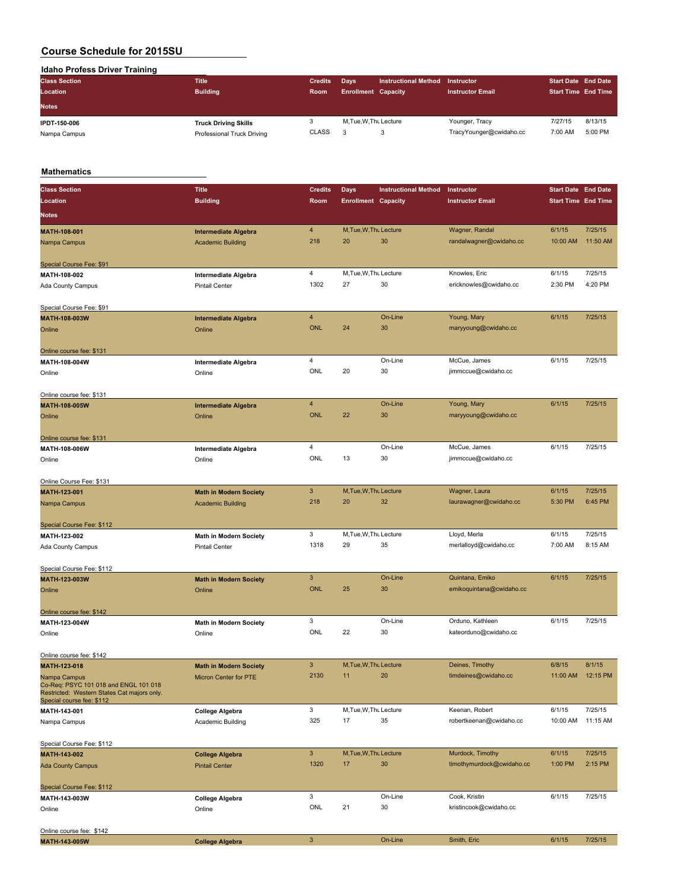# Course Schedule for 2015SU

## Idaho Profess Driver Training

| Class Section | Title | Credits | Days | Instructional Method | Instructor | Start Date | End Date |
|---|---|---|---|---|---|---|---|
| Location | Building | Room | Enrollment | Capacity | Instructor Email | Start Time | End Time |
| Notes | | | | | | | |
| **IPDT-150-006** | **Truck Driving Skills** | 3 | M,Tue,W,Thu | Lecture | Younger, Tracy | 7/27/15 | 8/13/15 |
| Nampa Campus | Professional Truck Driving | CLASS | 3 | 3 | TracyYounger@cwidaho.cc | 7:00 AM | 5:00 PM |

## Mathematics

| Class Section | Title | Credits | Days | Instructional Method | Instructor | Start Date | End Date |
|---|---|---|---|---|---|---|---|
| Location | Building | Room | Enrollment | Capacity | Instructor Email | Start Time | End Time |
| Notes | | | | | | | |
| **MATH-108-001** | **Intermediate Algebra** | 4 | M,Tue,W,Thu | Lecture | Wagner, Randal | 6/1/15 | 7/25/15 |
| Nampa Campus | Academic Building | 218 | 20 | 30 | randalwagner@cwidaho.cc | 10:00 AM | 11:50 AM |
| Special Course Fee: $91 | | | | | | | |
| **MATH-108-002** | **Intermediate Algebra** | 4 | M,Tue,W,Thu | Lecture | Knowles, Eric | 6/1/15 | 7/25/15 |
| Ada County Campus | Pintail Center | 1302 | 27 | 30 | ericknowles@cwidaho.cc | 2:30 PM | 4:20 PM |
| Special Course Fee: $91 | | | | | | | |
| **MATH-108-003W** | **Intermediate Algebra** | 4 | | On-Line | Young, Mary | 6/1/15 | 7/25/15 |
| Online | Online | ONL | 24 | 30 | maryyoung@cwidaho.cc | | |
| Online course fee: $131 | | | | | | | |
| **MATH-108-004W** | **Intermediate Algebra** | 4 | | On-Line | McCue, James | 6/1/15 | 7/25/15 |
| Online | Online | ONL | 20 | 30 | jimmccue@cwidaho.cc | | |
| Online course fee: $131 | | | | | | | |
| **MATH-108-005W** | **Intermediate Algebra** | 4 | | On-Line | Young, Mary | 6/1/15 | 7/25/15 |
| Online | Online | ONL | 22 | 30 | maryyoung@cwidaho.cc | | |
| Online course fee: $131 | | | | | | | |
| **MATH-108-006W** | **Intermediate Algebra** | 4 | | On-Line | McCue, James | 6/1/15 | 7/25/15 |
| Online | Online | ONL | 13 | 30 | jimmccue@cwidaho.cc | | |
| Online Course Fee: $131 | | | | | | | |
| **MATH-123-001** | **Math in Modern Society** | 3 | M,Tue,W,Thu | Lecture | Wagner, Laura | 6/1/15 | 7/25/15 |
| Nampa Campus | Academic Building | 218 | 20 | 32 | laurawagner@cwidaho.cc | 5:30 PM | 6:45 PM |
| Special Course Fee: $112 | | | | | | | |
| **MATH-123-002** | **Math in Modern Society** | 3 | M,Tue,W,Thu | Lecture | Lloyd, Merla | 6/1/15 | 7/25/15 |
| Ada County Campus | Pintail Center | 1318 | 29 | 35 | merlalloyd@cwidaho.cc | 7:00 AM | 8:15 AM |
| Special Course Fee: $112 | | | | | | | |
| **MATH-123-003W** | **Math in Modern Society** | 3 | | On-Line | Quintana, Emiko | 6/1/15 | 7/25/15 |
| Online | Online | ONL | 25 | 30 | emikoquintana@cwidaho.cc | | |
| Online course fee: $142 | | | | | | | |
| **MATH-123-004W** | **Math in Modern Society** | 3 | | On-Line | Orduno, Kathleen | 6/1/15 | 7/25/15 |
| Online | Online | ONL | 22 | 30 | kateorduno@cwidaho.cc | | |
| Online course fee: $142 | | | | | | | |
| **MATH-123-018** | **Math in Modern Society** | 3 | M,Tue,W,Thu | Lecture | Deines, Timothy | 6/8/15 | 8/1/15 |
| Nampa Campus | Micron Center for PTE | 2130 | 11 | 20 | timdeines@cwidaho.cc | 11:00 AM | 12:15 PM |
| Co-Req: PSYC 101 018 and ENGL 101 018<br>Restricted: Western States Cat majors only.<br>Special course fee: $112 | | | | | | | |
| **MATH-143-001** | **College Algebra** | 3 | M,Tue,W,Thu | Lecture | Keenan, Robert | 6/1/15 | 7/25/15 |
| Nampa Campus | Academic Building | 325 | 17 | 35 | robertkeenan@cwidaho.cc | 10:00 AM | 11:15 AM |
| Special Course Fee: $112 | | | | | | | |
| **MATH-143-002** | **College Algebra** | 3 | M,Tue,W,Thu | Lecture | Murdock, Timothy | 6/1/15 | 7/25/15 |
| Ada County Campus | Pintail Center | 1320 | 17 | 30 | timothymurdock@cwidaho.cc | 1:00 PM | 2:15 PM |
| Special Course Fee: $112 | | | | | | | |
| **MATH-143-003W** | **College Algebra** | 3 | | On-Line | Cook, Kristin | 6/1/15 | 7/25/15 |
| Online | Online | ONL | 21 | 30 | kristincook@cwidaho.cc | | |
| Online course fee: $142 | | | | | | | |
| **MATH-143-005W** | **College Algebra** | 3 | | On-Line | Smith, Eric | 6/1/15 | 7/25/15 |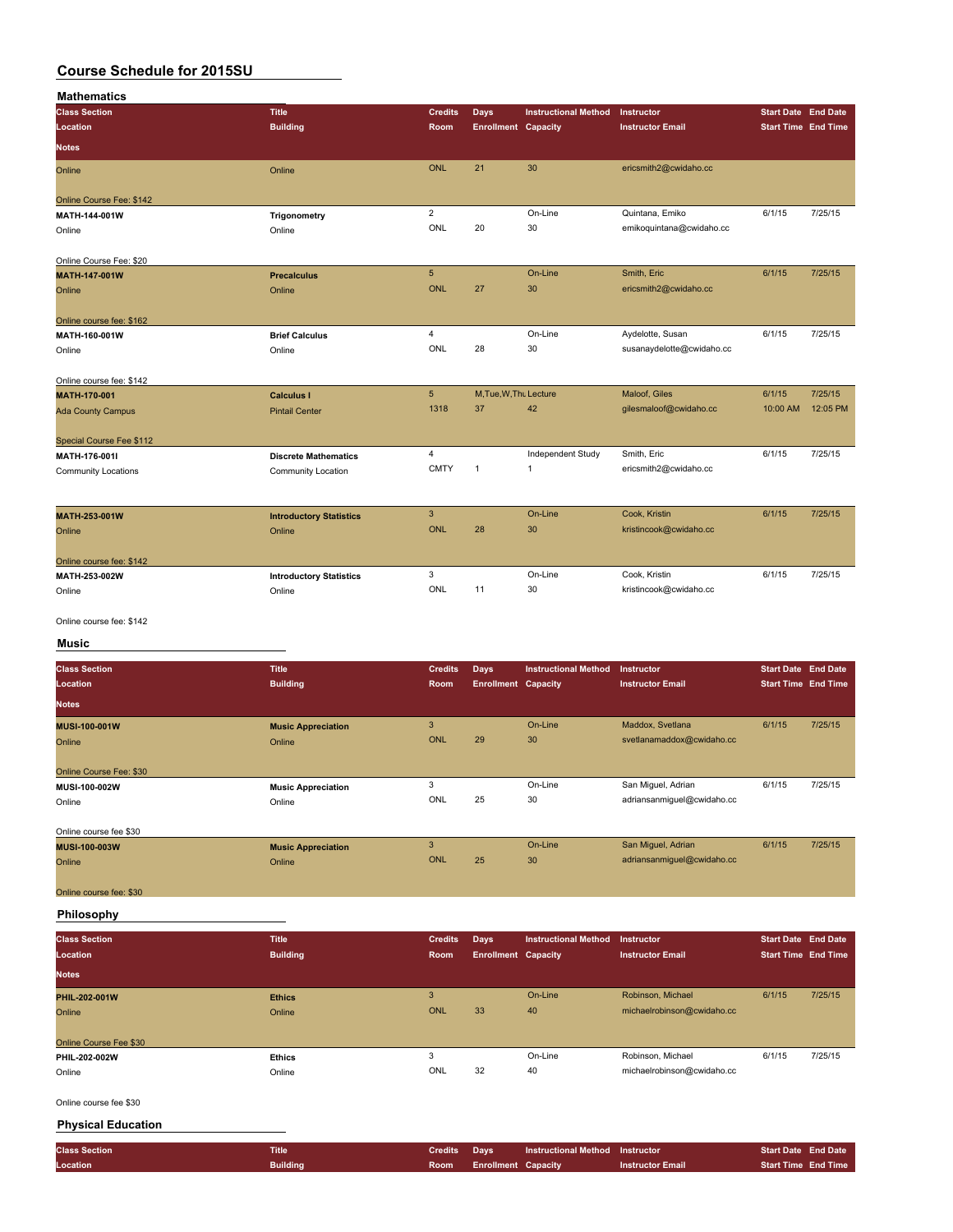# Course Schedule for 2015SU

## Mathematics

| Class Section / Location / Notes | Title / Building | Credits / Room | Days / Enrollment | Instructional Method / Capacity | Instructor / Instructor Email | Start Date / Start Time | End Date / End Time |
|---|---|---|---|---|---|---|---|
| Online | Online | ONL | 21 | 30 | ericsmith2@cwidaho.cc | | |
| Online Course Fee: $142 | | | | | | | |
| MATH-144-001W | **Trigonometry** | 2 | | On-Line | Quintana, Emiko | 6/1/15 | 7/25/15 |
| Online | Online | ONL | 20 | 30 | emikoquintana@cwidaho.cc | | |
| Online Course Fee: $20 | | | | | | | |
| MATH-147-001W | **Precalculus** | 5 | | On-Line | Smith, Eric | 6/1/15 | 7/25/15 |
| Online | Online | ONL | 27 | 30 | ericsmith2@cwidaho.cc | | |
| Online course fee: $162 | | | | | | | |
| MATH-160-001W | **Brief Calculus** | 4 | | On-Line | Aydelotte, Susan | 6/1/15 | 7/25/15 |
| Online | Online | ONL | 28 | 30 | susanaydelotte@cwidaho.cc | | |
| Online course fee: $142 | | | | | | | |
| MATH-170-001 | **Calculus I** | 5 | M,Tue,W,Thu | Lecture | Maloof, Giles | 6/1/15 | 7/25/15 |
| Ada County Campus | Pintail Center | 1318 | 37 | 42 | gilesmaloof@cwidaho.cc | 10:00 AM | 12:05 PM |
| Special Course Fee $112 | | | | | | | |
| MATH-176-001I | **Discrete Mathematics** | 4 | | Independent Study | Smith, Eric | 6/1/15 | 7/25/15 |
| Community Locations | Community Location | CMTY | 1 | 1 | ericsmith2@cwidaho.cc | | |
| MATH-253-001W | **Introductory Statistics** | 3 | | On-Line | Cook, Kristin | 6/1/15 | 7/25/15 |
| Online | Online | ONL | 28 | 30 | kristincook@cwidaho.cc | | |
| Online course fee: $142 | | | | | | | |
| MATH-253-002W | **Introductory Statistics** | 3 | | On-Line | Cook, Kristin | 6/1/15 | 7/25/15 |
| Online | Online | ONL | 11 | 30 | kristincook@cwidaho.cc | | |
| Online course fee: $142 | | | | | | | |

## Music

| Class Section / Location / Notes | Title / Building | Credits / Room | Days / Enrollment | Instructional Method / Capacity | Instructor / Instructor Email | Start Date / Start Time | End Date / End Time |
|---|---|---|---|---|---|---|---|
| MUSI-100-001W | **Music Appreciation** | 3 | | On-Line | Maddox, Svetlana | 6/1/15 | 7/25/15 |
| Online | Online | ONL | 29 | 30 | svetlanamaddox@cwidaho.cc | | |
| Online Course Fee: $30 | | | | | | | |
| MUSI-100-002W | **Music Appreciation** | 3 | | On-Line | San Miguel, Adrian | 6/1/15 | 7/25/15 |
| Online | Online | ONL | 25 | 30 | adriansanmiguel@cwidaho.cc | | |
| Online course fee $30 | | | | | | | |
| MUSI-100-003W | **Music Appreciation** | 3 | | On-Line | San Miguel, Adrian | 6/1/15 | 7/25/15 |
| Online | Online | ONL | 25 | 30 | adriansanmiguel@cwidaho.cc | | |
| Online course fee: $30 | | | | | | | |

## Philosophy

| Class Section / Location / Notes | Title / Building | Credits / Room | Days / Enrollment | Instructional Method / Capacity | Instructor / Instructor Email | Start Date / Start Time | End Date / End Time |
|---|---|---|---|---|---|---|---|
| PHIL-202-001W | **Ethics** | 3 | | On-Line | Robinson, Michael | 6/1/15 | 7/25/15 |
| Online | Online | ONL | 33 | 40 | michaelrobinson@cwidaho.cc | | |
| Online Course Fee $30 | | | | | | | |
| PHIL-202-002W | **Ethics** | 3 | | On-Line | Robinson, Michael | 6/1/15 | 7/25/15 |
| Online | Online | ONL | 32 | 40 | michaelrobinson@cwidaho.cc | | |
| Online course fee $30 | | | | | | | |

## Physical Education

| Class Section / Location | Title / Building | Credits / Room | Days / Enrollment | Instructional Method / Capacity | Instructor / Instructor Email | Start Date / Start Time | End Date / End Time |
|---|---|---|---|---|---|---|---|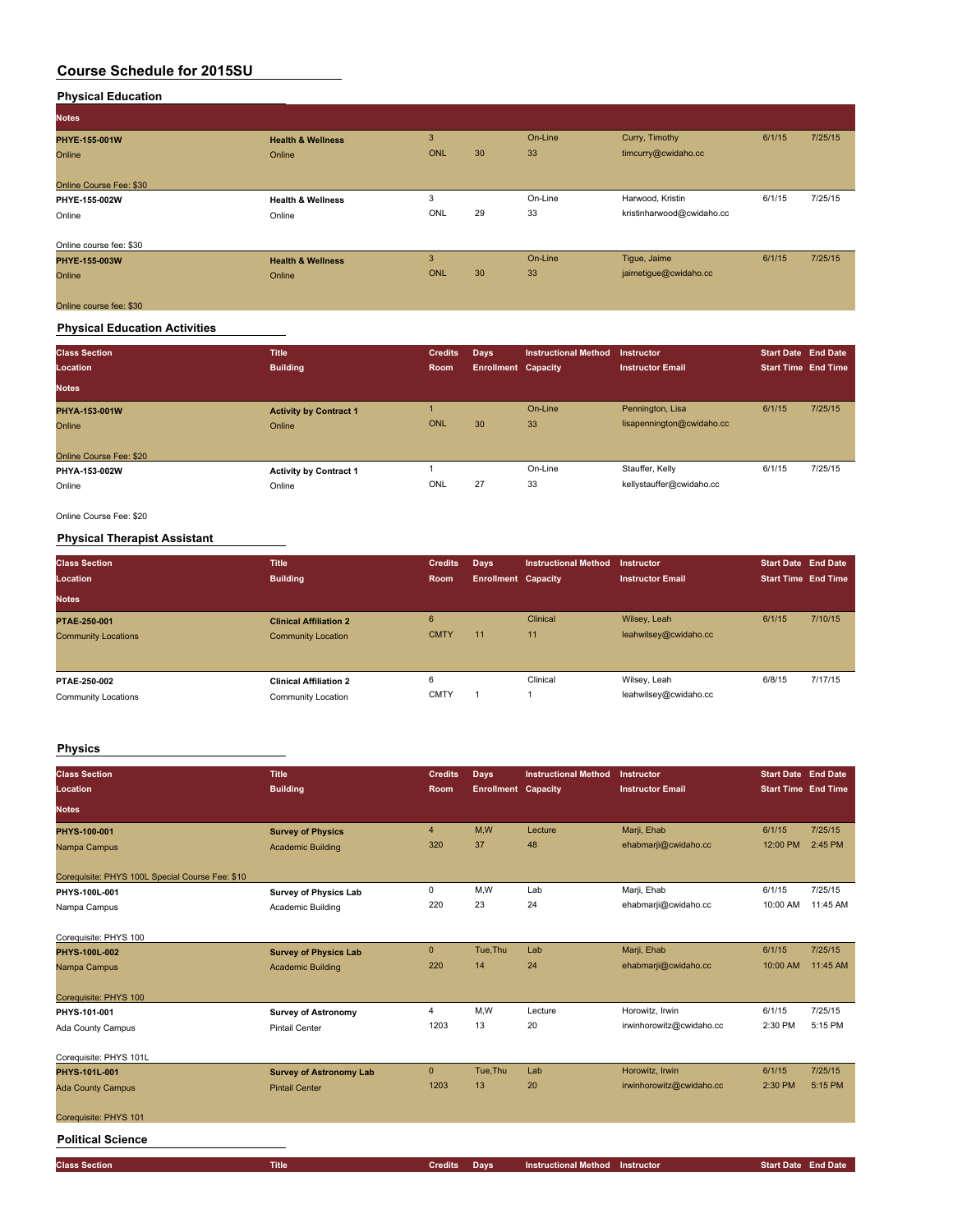## Course Schedule for 2015SU

### Physical Education

| Class Section / Location / Notes | Title / Building | Credits / Room | Days / Enrollment | Instructional Method / Capacity | Instructor / Instructor Email | Start Date / Start Time | End Date / End Time |
|---|---|---|---|---|---|---|---|
| **PHYE-155-001W** | **Health & Wellness** | 3 | | On-Line | Curry, Timothy | 6/1/15 | 7/25/15 |
| Online | Online | ONL | 30 | 33 | timcurry@cwidaho.cc | | |
| Online Course Fee: $30 | | | | | | | |
| **PHYE-155-002W** | **Health & Wellness** | 3 | | On-Line | Harwood, Kristin | 6/1/15 | 7/25/15 |
| Online | Online | ONL | 29 | 33 | kristinharwood@cwidaho.cc | | |
| Online course fee: $30 | | | | | | | |
| **PHYE-155-003W** | **Health & Wellness** | 3 | | On-Line | Tigue, Jaime | 6/1/15 | 7/25/15 |
| Online | Online | ONL | 30 | 33 | jaimetigue@cwidaho.cc | | |
| Online course fee: $30 | | | | | | | |

### Physical Education Activities

| Class Section / Location / Notes | Title / Building | Credits / Room | Days / Enrollment | Instructional Method / Capacity | Instructor / Instructor Email | Start Date / Start Time | End Date / End Time |
|---|---|---|---|---|---|---|---|
| **PHYA-153-001W** | **Activity by Contract 1** | 1 | | On-Line | Pennington, Lisa | 6/1/15 | 7/25/15 |
| Online | Online | ONL | 30 | 33 | lisapennington@cwidaho.cc | | |
| Online Course Fee: $20 | | | | | | | |
| **PHYA-153-002W** | **Activity by Contract 1** | 1 | | On-Line | Stauffer, Kelly | 6/1/15 | 7/25/15 |
| Online | Online | ONL | 27 | 33 | kellystauffer@cwidaho.cc | | |
| Online Course Fee: $20 | | | | | | | |

### Physical Therapist Assistant

| Class Section / Location / Notes | Title / Building | Credits / Room | Days / Enrollment | Instructional Method / Capacity | Instructor / Instructor Email | Start Date / Start Time | End Date / End Time |
|---|---|---|---|---|---|---|---|
| **PTAE-250-001** | **Clinical Affiliation 2** | 6 | | Clinical | Wilsey, Leah | 6/1/15 | 7/10/15 |
| Community Locations | Community Location | CMTY | 11 | 11 | leahwilsey@cwidaho.cc | | |
| **PTAE-250-002** | **Clinical Affiliation 2** | 6 | | Clinical | Wilsey, Leah | 6/8/15 | 7/17/15 |
| Community Locations | Community Location | CMTY | 1 | 1 | leahwilsey@cwidaho.cc | | |

### Physics

| Class Section / Location / Notes | Title / Building | Credits / Room | Days / Enrollment | Instructional Method / Capacity | Instructor / Instructor Email | Start Date / Start Time | End Date / End Time |
|---|---|---|---|---|---|---|---|
| **PHYS-100-001** | **Survey of Physics** | 4 | M,W | Lecture | Marji, Ehab | 6/1/15 | 7/25/15 |
| Nampa Campus | Academic Building | 320 | 37 | 48 | ehabmarji@cwidaho.cc | 12:00 PM | 2:45 PM |
| Corequisite: PHYS 100L Special Course Fee: $10 | | | | | | | |
| **PHYS-100L-001** | **Survey of Physics Lab** | 0 | M,W | Lab | Marji, Ehab | 6/1/15 | 7/25/15 |
| Nampa Campus | Academic Building | 220 | 23 | 24 | ehabmarji@cwidaho.cc | 10:00 AM | 11:45 AM |
| Corequisite: PHYS 100 | | | | | | | |
| **PHYS-100L-002** | **Survey of Physics Lab** | 0 | Tue,Thu | Lab | Marji, Ehab | 6/1/15 | 7/25/15 |
| Nampa Campus | Academic Building | 220 | 14 | 24 | ehabmarji@cwidaho.cc | 10:00 AM | 11:45 AM |
| Corequisite: PHYS 100 | | | | | | | |
| **PHYS-101-001** | **Survey of Astronomy** | 4 | M,W | Lecture | Horowitz, Irwin | 6/1/15 | 7/25/15 |
| Ada County Campus | Pintail Center | 1203 | 13 | 20 | irwinhorowitz@cwidaho.cc | 2:30 PM | 5:15 PM |
| Corequisite: PHYS 101L | | | | | | | |
| **PHYS-101L-001** | **Survey of Astronomy Lab** | 0 | Tue,Thu | Lab | Horowitz, Irwin | 6/1/15 | 7/25/15 |
| Ada County Campus | Pintail Center | 1203 | 13 | 20 | irwinhorowitz@cwidaho.cc | 2:30 PM | 5:15 PM |
| Corequisite: PHYS 101 | | | | | | | |

### Political Science

| Class Section | Title | Credits | Days | Instructional Method | Instructor | Start Date | End Date |
|---|---|---|---|---|---|---|---|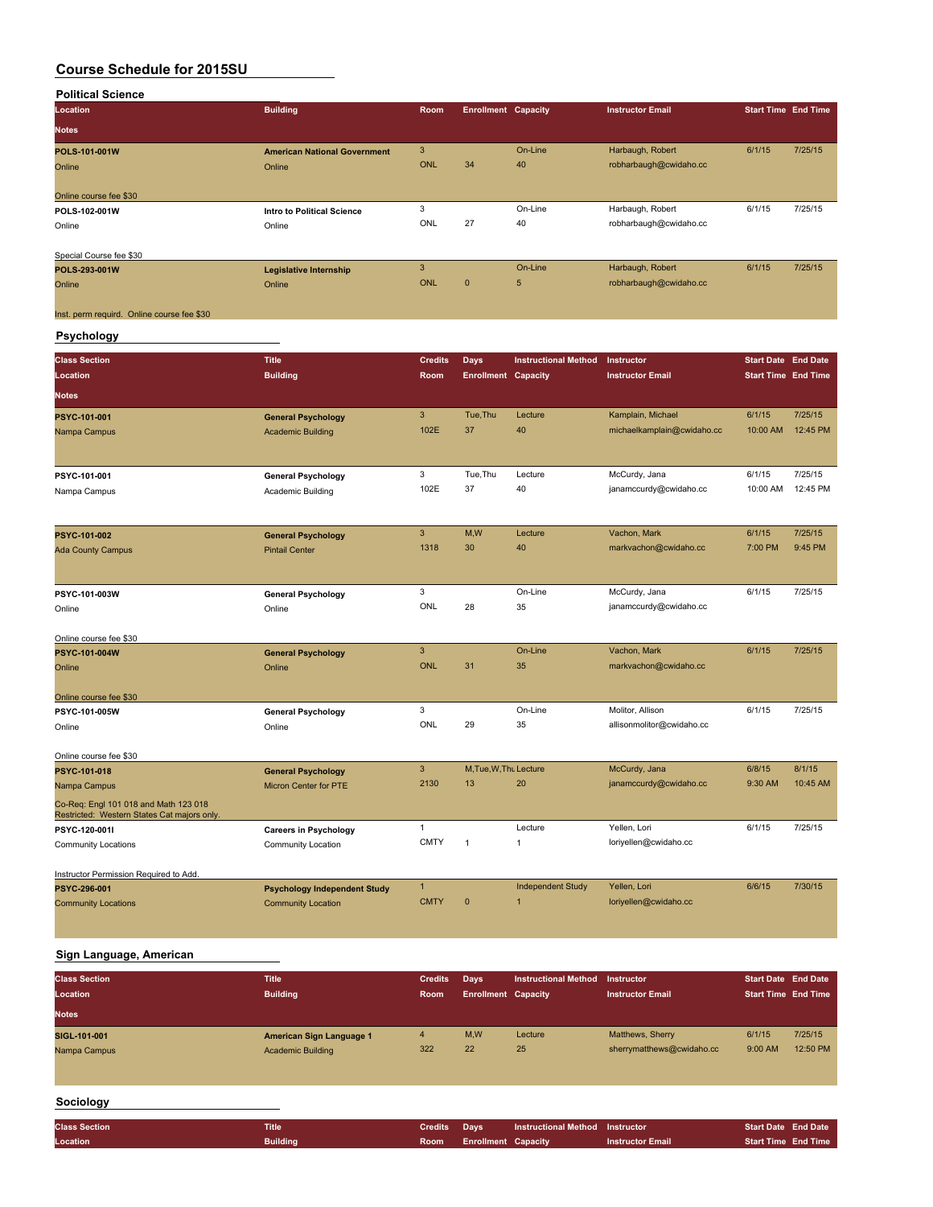# Course Schedule for 2015SU

## Political Science

| Location | Building | Room | Enrollment | Capacity | Instructor Email | Start Time | End Time |
|---|---|---|---|---|---|---|---|
| **Notes** | | | | | | | |
| **POLS-101-001W** | **American National Government** | 3 | | On-Line | Harbaugh, Robert | 6/1/15 | 7/25/15 |
| Online | Online | ONL | 34 | 40 | robharbaugh@cwidaho.cc | | |
| Online course fee $30 | | | | | | | |
| **POLS-102-001W** | **Intro to Political Science** | 3 | | On-Line | Harbaugh, Robert | 6/1/15 | 7/25/15 |
| Online | Online | ONL | 27 | 40 | robharbaugh@cwidaho.cc | | |
| Special Course fee $30 | | | | | | | |
| **POLS-293-001W** | **Legislative Internship** | 3 | | On-Line | Harbaugh, Robert | 6/1/15 | 7/25/15 |
| Online | Online | ONL | 0 | 5 | robharbaugh@cwidaho.cc | | |
| Inst. perm requird. Online course fee $30 | | | | | | | |

## Psychology

| Class Section | Title | Credits | Days | Instructional Method | Instructor | Start Date | End Date |
|---|---|---|---|---|---|---|---|
| **Location** | **Building** | **Room** | **Enrollment** | **Capacity** | **Instructor Email** | **Start Time** | **End Time** |
| **Notes** | | | | | | | |
| **PSYC-101-001** | **General Psychology** | 3 | Tue,Thu | Lecture | Kamplain, Michael | 6/1/15 | 7/25/15 |
| Nampa Campus | Academic Building | 102E | 37 | 40 | michaelkamplain@cwidaho.cc | 10:00 AM | 12:45 PM |
| **PSYC-101-001** | **General Psychology** | 3 | Tue,Thu | Lecture | McCurdy, Jana | 6/1/15 | 7/25/15 |
| Nampa Campus | Academic Building | 102E | 37 | 40 | janamccurdy@cwidaho.cc | 10:00 AM | 12:45 PM |
| **PSYC-101-002** | **General Psychology** | 3 | M,W | Lecture | Vachon, Mark | 6/1/15 | 7/25/15 |
| Ada County Campus | Pintail Center | 1318 | 30 | 40 | markvachon@cwidaho.cc | 7:00 PM | 9:45 PM |
| **PSYC-101-003W** | **General Psychology** | 3 | | On-Line | McCurdy, Jana | 6/1/15 | 7/25/15 |
| Online | Online | ONL | 28 | 35 | janamccurdy@cwidaho.cc | | |
| Online course fee $30 | | | | | | | |
| **PSYC-101-004W** | **General Psychology** | 3 | | On-Line | Vachon, Mark | 6/1/15 | 7/25/15 |
| Online | Online | ONL | 31 | 35 | markvachon@cwidaho.cc | | |
| Online course fee $30 | | | | | | | |
| **PSYC-101-005W** | **General Psychology** | 3 | | On-Line | Molitor, Allison | 6/1/15 | 7/25/15 |
| Online | Online | ONL | 29 | 35 | allisonmolitor@cwidaho.cc | | |
| Online course fee $30 | | | | | | | |
| **PSYC-101-018** | **General Psychology** | 3 | M,Tue,W,Thu | Lecture | McCurdy, Jana | 6/8/15 | 8/1/15 |
| Nampa Campus | Micron Center for PTE | 2130 | 13 | 20 | janamccurdy@cwidaho.cc | 9:30 AM | 10:45 AM |
| Co-Req: Engl 101 018 and Math 123 018 Restricted: Western States Cat majors only. | | | | | | | |
| **PSYC-120-001I** | **Careers in Psychology** | 1 | | Lecture | Yellen, Lori | 6/1/15 | 7/25/15 |
| Community Locations | Community Location | CMTY | 1 | 1 | loriyellen@cwidaho.cc | | |
| Instructor Permission Required to Add. | | | | | | | |
| **PSYC-296-001** | **Psychology Independent Study** | 1 | | Independent Study | Yellen, Lori | 6/6/15 | 7/30/15 |
| Community Locations | Community Location | CMTY | 0 | 1 | loriyellen@cwidaho.cc | | |

## Sign Language, American

| Class Section | Title | Credits | Days | Instructional Method | Instructor | Start Date | End Date |
|---|---|---|---|---|---|---|---|
| **Location** | **Building** | **Room** | **Enrollment** | **Capacity** | **Instructor Email** | **Start Time** | **End Time** |
| **Notes** | | | | | | | |
| **SIGL-101-001** | **American Sign Language 1** | 4 | M,W | Lecture | Matthews, Sherry | 6/1/15 | 7/25/15 |
| Nampa Campus | Academic Building | 322 | 22 | 25 | sherrymatthews@cwidaho.cc | 9:00 AM | 12:50 PM |

## Sociology

| Class Section | Title | Credits | Days | Instructional Method | Instructor | Start Date | End Date |
|---|---|---|---|---|---|---|---|
| **Location** | **Building** | **Room** | **Enrollment** | **Capacity** | **Instructor Email** | **Start Time** | **End Time** |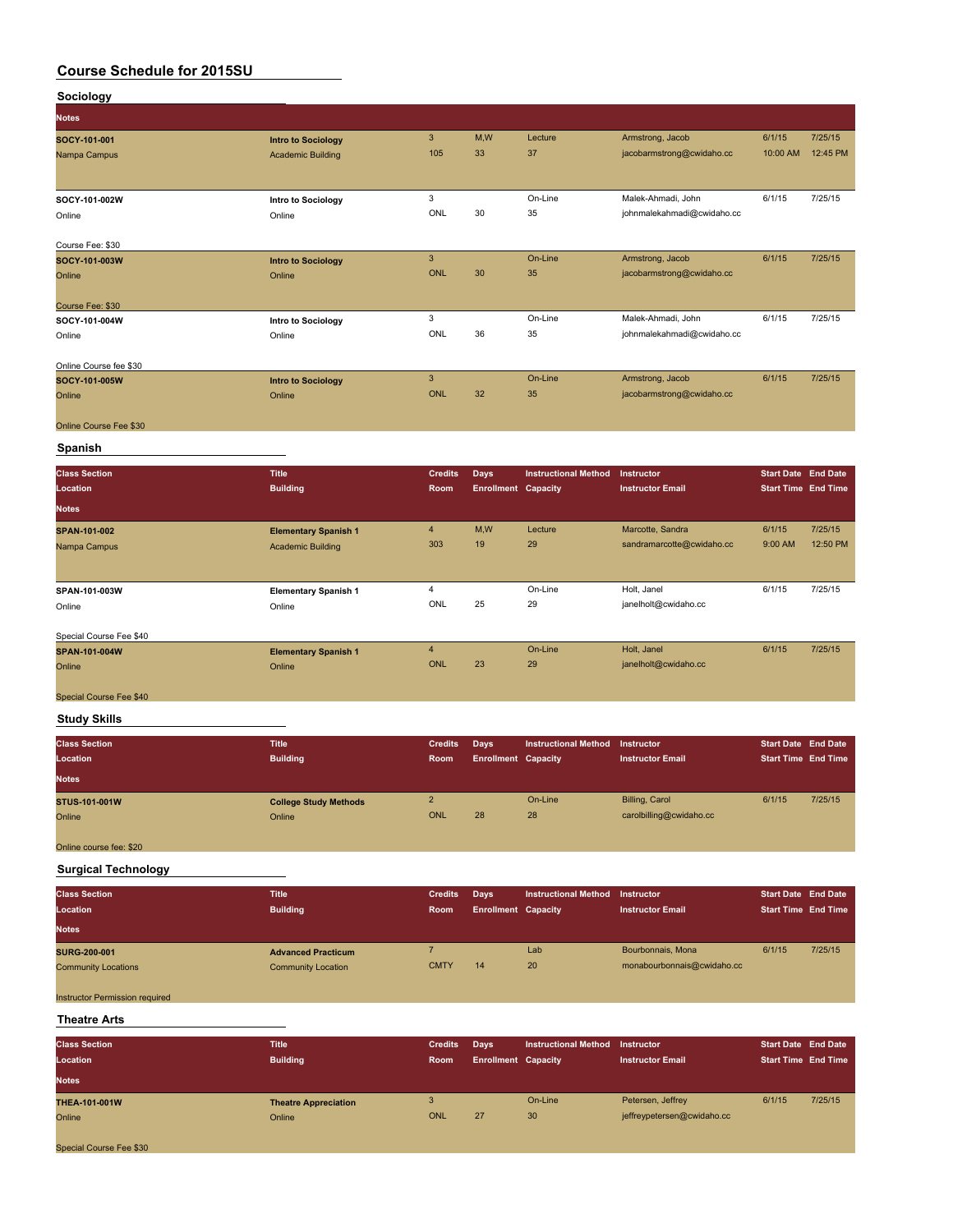## Course Schedule for 2015SU

### Sociology

| Class Section / Location / Notes | Title / Building | Credits / Room | Days / Enrollment | Instructional Method / Capacity | Instructor / Instructor Email | Start Date / Start Time | End Date / End Time |
|---|---|---|---|---|---|---|---|
| SOCY-101-001 | Intro to Sociology | 3 | M,W | Lecture | Armstrong, Jacob | 6/1/15 | 7/25/15 |
| Nampa Campus | Academic Building | 105 | 33 | 37 | jacobarmstrong@cwidaho.cc | 10:00 AM | 12:45 PM |
| SOCY-101-002W | Intro to Sociology | 3 | | On-Line | Malek-Ahmadi, John | 6/1/15 | 7/25/15 |
| Online | Online | ONL | 30 | 35 | johnmalekahmadi@cwidaho.cc | | |
| Course Fee: $30 | | | | | | | |
| SOCY-101-003W | Intro to Sociology | 3 | | On-Line | Armstrong, Jacob | 6/1/15 | 7/25/15 |
| Online | Online | ONL | 30 | 35 | jacobarmstrong@cwidaho.cc | | |
| Course Fee: $30 | | | | | | | |
| SOCY-101-004W | Intro to Sociology | 3 | | On-Line | Malek-Ahmadi, John | 6/1/15 | 7/25/15 |
| Online | Online | ONL | 36 | 35 | johnmalekahmadi@cwidaho.cc | | |
| Online Course fee $30 | | | | | | | |
| SOCY-101-005W | Intro to Sociology | 3 | | On-Line | Armstrong, Jacob | 6/1/15 | 7/25/15 |
| Online | Online | ONL | 32 | 35 | jacobarmstrong@cwidaho.cc | | |
| Online Course Fee $30 | | | | | | | |

### Spanish

| Class Section / Location / Notes | Title / Building | Credits / Room | Days / Enrollment | Instructional Method / Capacity | Instructor / Instructor Email | Start Date / Start Time | End Date / End Time |
|---|---|---|---|---|---|---|---|
| SPAN-101-002 | Elementary Spanish 1 | 4 | M,W | Lecture | Marcotte, Sandra | 6/1/15 | 7/25/15 |
| Nampa Campus | Academic Building | 303 | 19 | 29 | sandramarcotte@cwidaho.cc | 9:00 AM | 12:50 PM |
| SPAN-101-003W | Elementary Spanish 1 | 4 | | On-Line | Holt, Janel | 6/1/15 | 7/25/15 |
| Online | Online | ONL | 25 | 29 | janelholt@cwidaho.cc | | |
| Special Course Fee $40 | | | | | | | |
| SPAN-101-004W | Elementary Spanish 1 | 4 | | On-Line | Holt, Janel | 6/1/15 | 7/25/15 |
| Online | Online | ONL | 23 | 29 | janelholt@cwidaho.cc | | |
| Special Course Fee $40 | | | | | | | |

### Study Skills

| Class Section / Location / Notes | Title / Building | Credits / Room | Days / Enrollment | Instructional Method / Capacity | Instructor / Instructor Email | Start Date / Start Time | End Date / End Time |
|---|---|---|---|---|---|---|---|
| STUS-101-001W | College Study Methods | 2 | | On-Line | Billing, Carol | 6/1/15 | 7/25/15 |
| Online | Online | ONL | 28 | 28 | carolbilling@cwidaho.cc | | |
| Online course fee: $20 | | | | | | | |

### Surgical Technology

| Class Section / Location / Notes | Title / Building | Credits / Room | Days / Enrollment | Instructional Method / Capacity | Instructor / Instructor Email | Start Date / Start Time | End Date / End Time |
|---|---|---|---|---|---|---|---|
| SURG-200-001 | Advanced Practicum | 7 | | Lab | Bourbonnais, Mona | 6/1/15 | 7/25/15 |
| Community Locations | Community Location | CMTY | 14 | 20 | monabourbonnais@cwidaho.cc | | |
| Instructor Permission required | | | | | | | |

### Theatre Arts

| Class Section / Location / Notes | Title / Building | Credits / Room | Days / Enrollment | Instructional Method / Capacity | Instructor / Instructor Email | Start Date / Start Time | End Date / End Time |
|---|---|---|---|---|---|---|---|
| THEA-101-001W | Theatre Appreciation | 3 | | On-Line | Petersen, Jeffrey | 6/1/15 | 7/25/15 |
| Online | Online | ONL | 27 | 30 | jeffreypetersen@cwidaho.cc | | |
| Special Course Fee $30 | | | | | | | |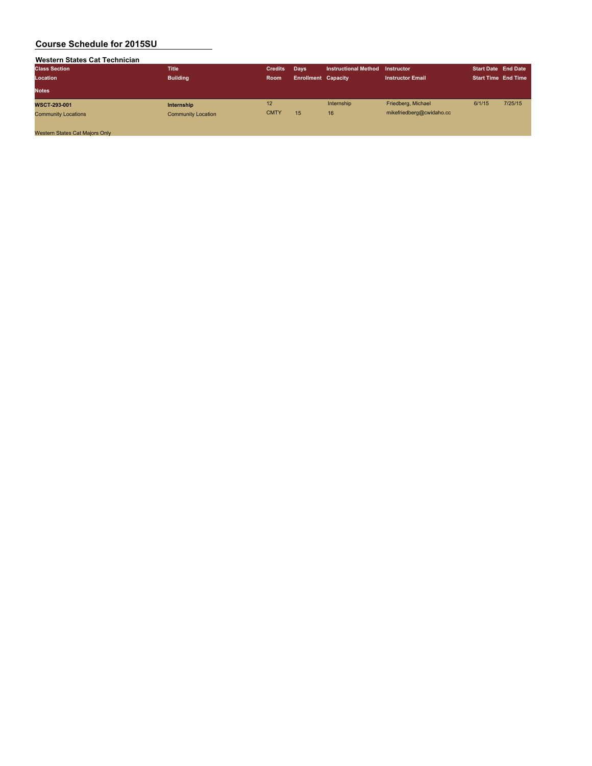# Course Schedule for 2015SU

## Western States Cat Technician

| Class Section / Location / Notes | Title / Building | Credits / Room | Days / Enrollment | Instructional Method / Capacity | Instructor / Instructor Email | Start Date / Start Time | End Date / End Time |
|---|---|---|---|---|---|---|---|
| **WSCT-293-001** | **Internship** | 12 | | Internship | Friedberg, Michael | 6/1/15 | 7/25/15 |
| Community Locations | Community Location | CMTY | 15 | 16 | mikefriedberg@cwidaho.cc | | |
| Western States Cat Majors Only | | | | | | | |